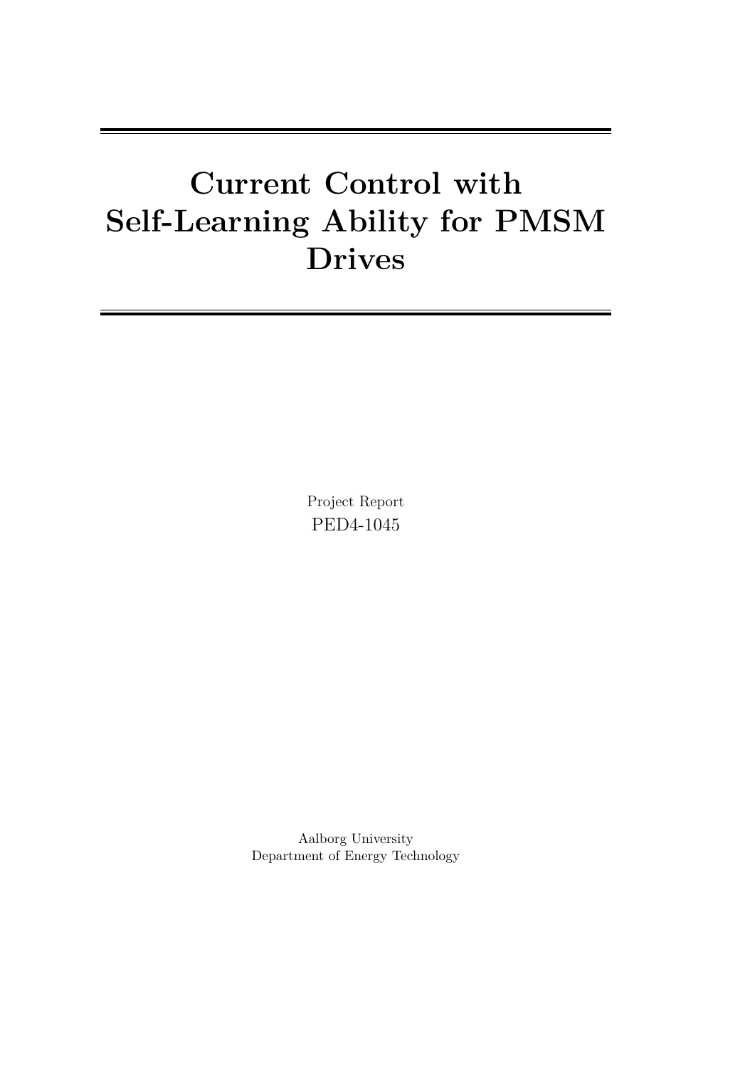# Current Control with Self-Learning Ability for PMSM Drives

Project Report

PED4-1045

Aalborg University

Department of Energy Technology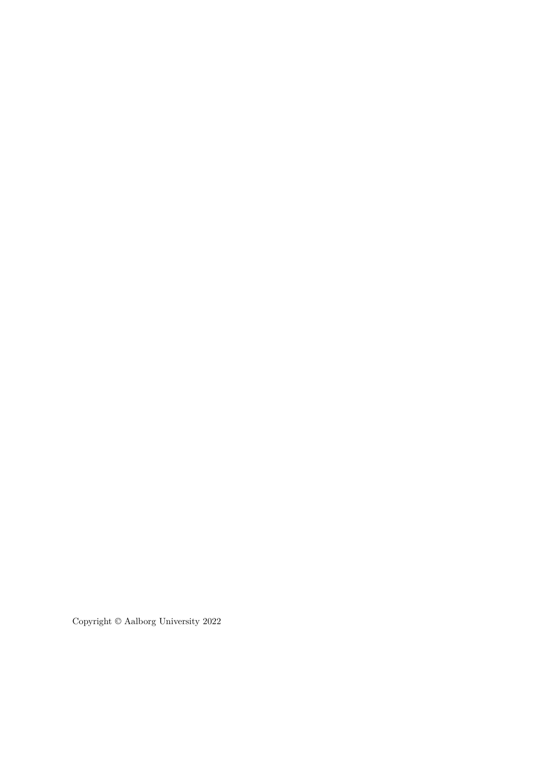Copyright © Aalborg University 2022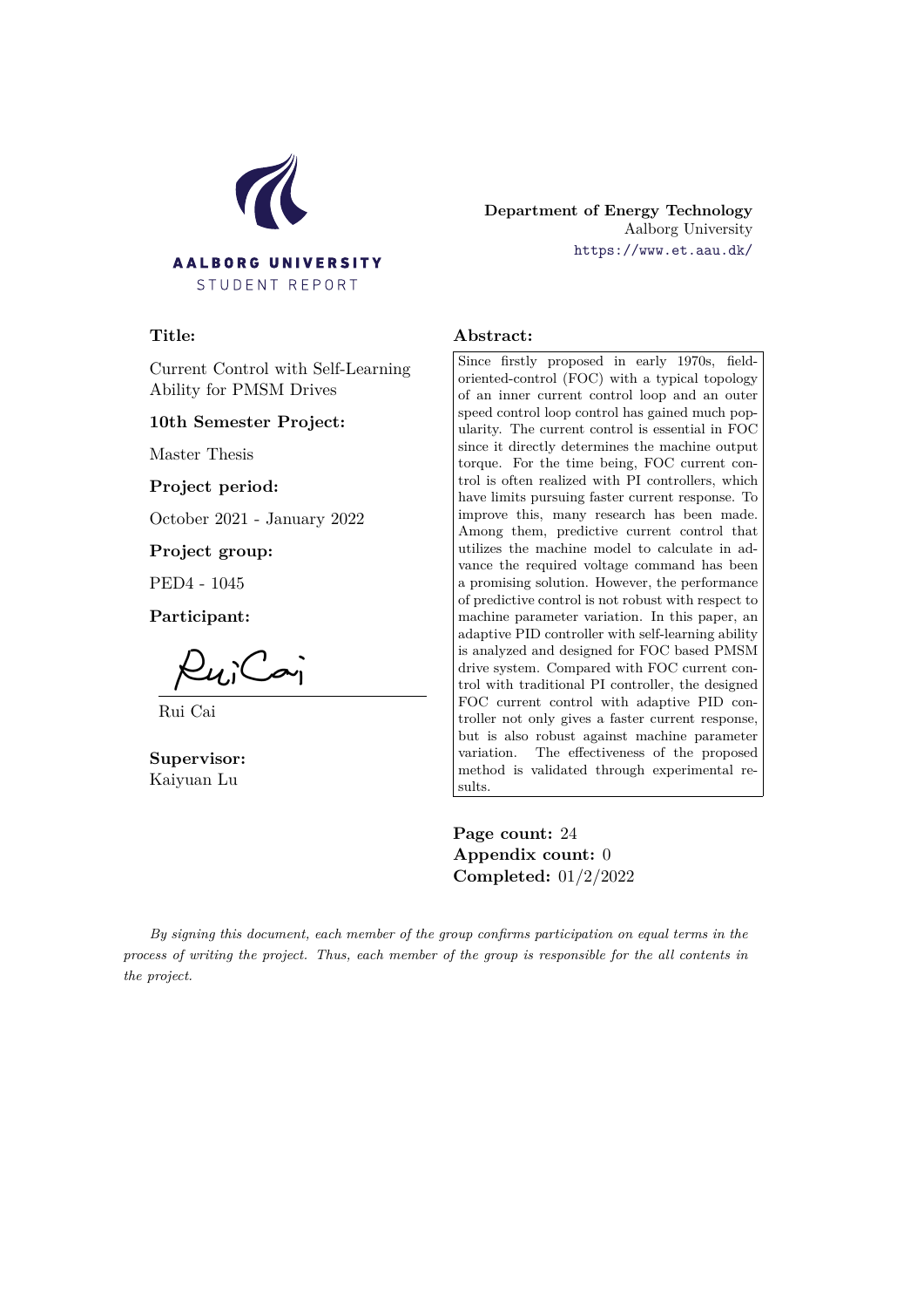**AALBORG UNIVERSITY**
STUDENT REPORT

**Department of Energy Technology**
Aalborg University
https://www.et.aau.dk/

**Title:**

Current Control with Self-Learning Ability for PMSM Drives

**10th Semester Project:**

Master Thesis

**Project period:**

October 2021 - January 2022

**Project group:**

PED4 - 1045

**Participant:**

Rui Cai

**Supervisor:**
Kaiyuan Lu

**Abstract:**

Since firstly proposed in early 1970s, field-oriented-control (FOC) with a typical topology of an inner current control loop and an outer speed control loop control has gained much popularity. The current control is essential in FOC since it directly determines the machine output torque. For the time being, FOC current control is often realized with PI controllers, which have limits pursuing faster current response. To improve this, many research has been made. Among them, predictive current control that utilizes the machine model to calculate in advance the required voltage command has been a promising solution. However, the performance of predictive control is not robust with respect to machine parameter variation. In this paper, an adaptive PID controller with self-learning ability is analyzed and designed for FOC based PMSM drive system. Compared with FOC current control with traditional PI controller, the designed FOC current control with adaptive PID controller not only gives a faster current response, but is also robust against machine parameter variation. The effectiveness of the proposed method is validated through experimental results.

**Page count:** 24
**Appendix count:** 0
**Completed:** 01/2/2022

*By signing this document, each member of the group confirms participation on equal terms in the process of writing the project. Thus, each member of the group is responsible for the all contents in the project.*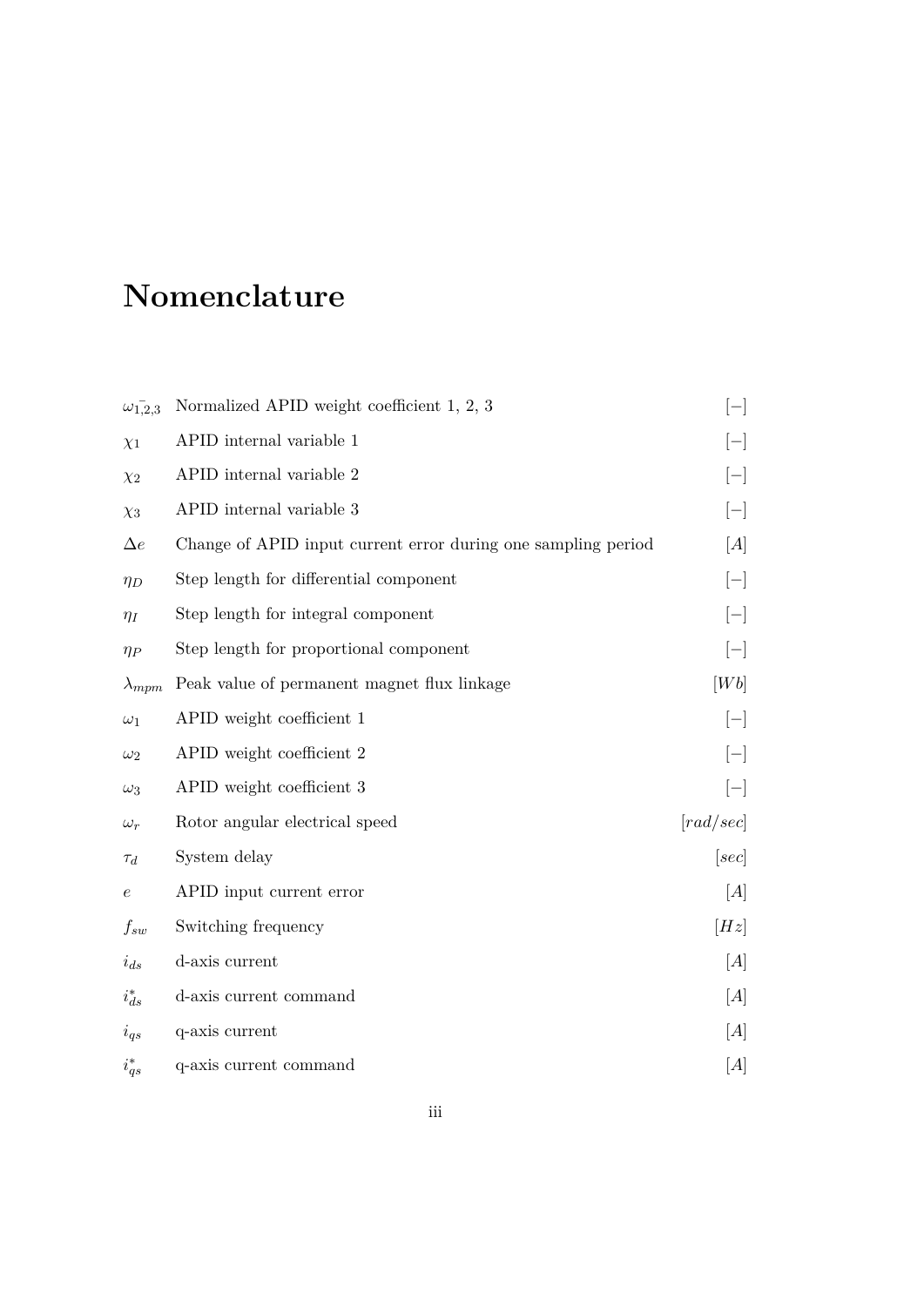# Nomenclature

| | | |
|---|---|---|
| $\bar{\omega_{1,2,3}}$ | Normalized APID weight coefficient 1, 2, 3 | $[-]$ |
| $\chi_1$ | APID internal variable 1 | $[-]$ |
| $\chi_2$ | APID internal variable 2 | $[-]$ |
| $\chi_3$ | APID internal variable 3 | $[-]$ |
| $\Delta e$ | Change of APID input current error during one sampling period | $[A]$ |
| $\eta_D$ | Step length for differential component | $[-]$ |
| $\eta_I$ | Step length for integral component | $[-]$ |
| $\eta_P$ | Step length for proportional component | $[-]$ |
| $\lambda_{mpm}$ | Peak value of permanent magnet flux linkage | $[Wb]$ |
| $\omega_1$ | APID weight coefficient 1 | $[-]$ |
| $\omega_2$ | APID weight coefficient 2 | $[-]$ |
| $\omega_3$ | APID weight coefficient 3 | $[-]$ |
| $\omega_r$ | Rotor angular electrical speed | $[rad/sec]$ |
| $\tau_d$ | System delay | $[sec]$ |
| $e$ | APID input current error | $[A]$ |
| $f_{sw}$ | Switching frequency | $[Hz]$ |
| $i_{ds}$ | d-axis current | $[A]$ |
| $i_{ds}^*$ | d-axis current command | $[A]$ |
| $i_{qs}$ | q-axis current | $[A]$ |
| $i_{qs}^*$ | q-axis current command | $[A]$ |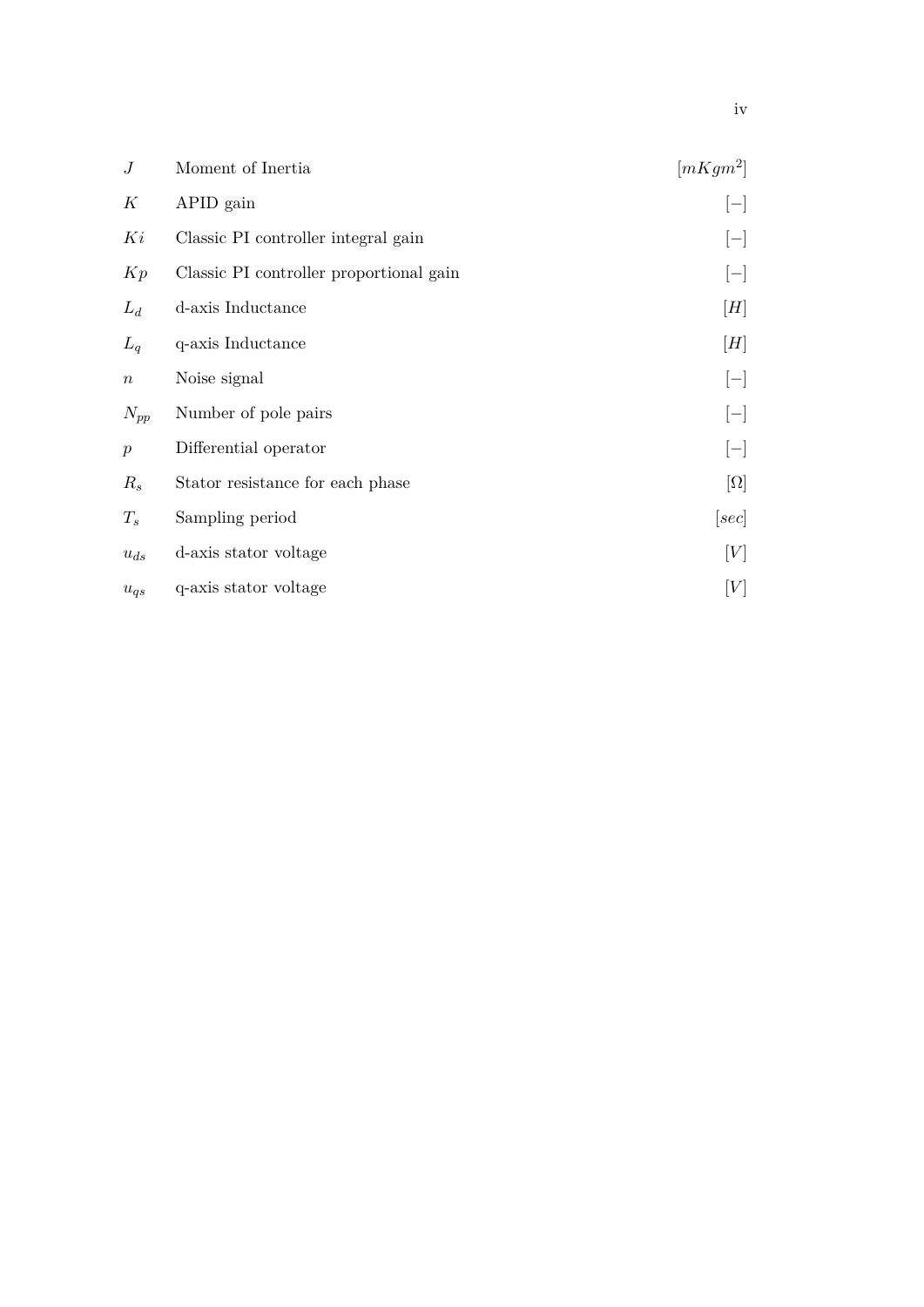| | | |
|---|---|---|
| $J$ | Moment of Inertia | $[mKgm^2]$ |
| $K$ | APID gain | $[-]$ |
| $Ki$ | Classic PI controller integral gain | $[-]$ |
| $Kp$ | Classic PI controller proportional gain | $[-]$ |
| $L_d$ | d-axis Inductance | $[H]$ |
| $L_q$ | q-axis Inductance | $[H]$ |
| $n$ | Noise signal | $[-]$ |
| $N_{pp}$ | Number of pole pairs | $[-]$ |
| $p$ | Differential operator | $[-]$ |
| $R_s$ | Stator resistance for each phase | $[\Omega]$ |
| $T_s$ | Sampling period | $[sec]$ |
| $u_{ds}$ | d-axis stator voltage | $[V]$ |
| $u_{qs}$ | q-axis stator voltage | $[V]$ |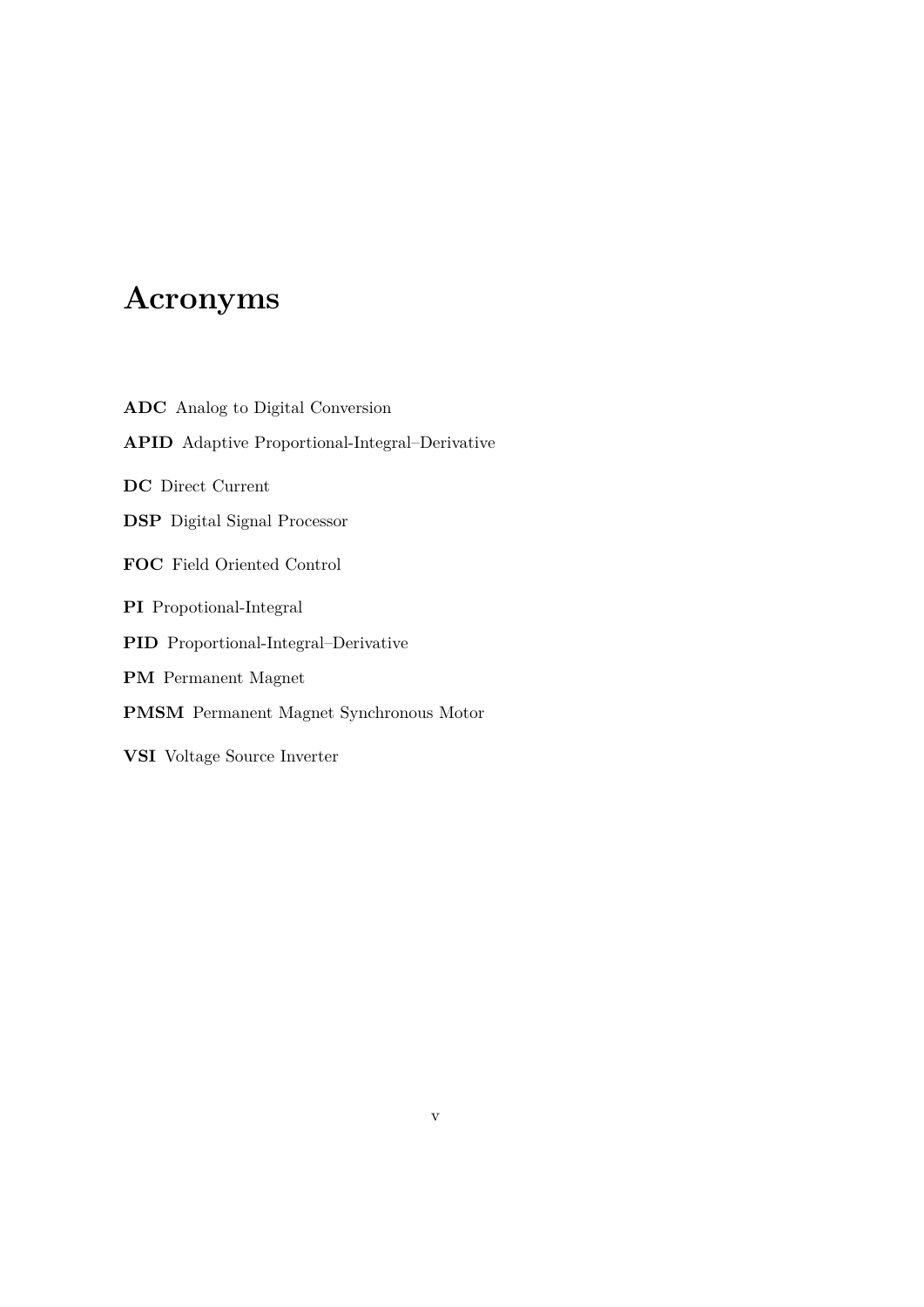# Acronyms

**ADC** Analog to Digital Conversion

**APID** Adaptive Proportional-Integral–Derivative

**DC** Direct Current

**DSP** Digital Signal Processor

**FOC** Field Oriented Control

**PI** Propotional-Integral

**PID** Proportional-Integral–Derivative

**PM** Permanent Magnet

**PMSM** Permanent Magnet Synchronous Motor

**VSI** Voltage Source Inverter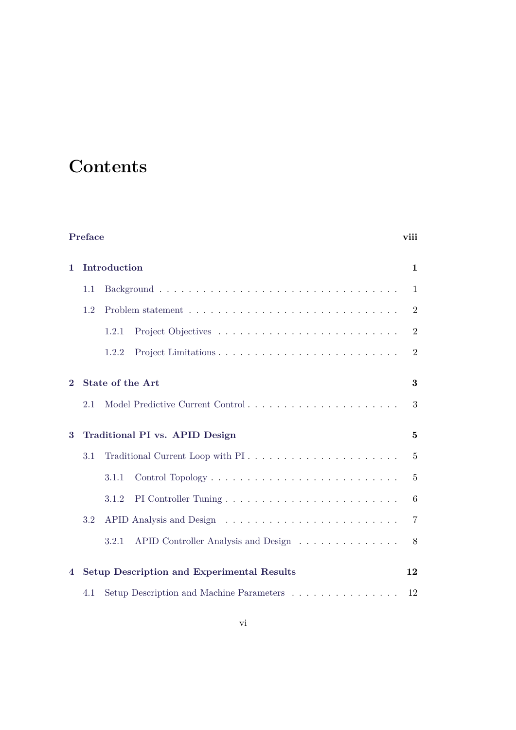# Contents

**Preface** viii

**1 Introduction** 1

- 1.1 Background . . . . . . . . . . . . . . . . . . . . . . . . . . . . . . . . . 1
- 1.2 Problem statement . . . . . . . . . . . . . . . . . . . . . . . . . . . . . 2
  - 1.2.1 Project Objectives . . . . . . . . . . . . . . . . . . . . . . . . . 2
  - 1.2.2 Project Limitations . . . . . . . . . . . . . . . . . . . . . . . . . 2

**2 State of the Art** 3

- 2.1 Model Predictive Current Control . . . . . . . . . . . . . . . . . . . . . 3

**3 Traditional PI vs. APID Design** 5

- 3.1 Traditional Current Loop with PI . . . . . . . . . . . . . . . . . . . . . 5
  - 3.1.1 Control Topology . . . . . . . . . . . . . . . . . . . . . . . . . . 5
  - 3.1.2 PI Controller Tuning . . . . . . . . . . . . . . . . . . . . . . . . 6
- 3.2 APID Analysis and Design . . . . . . . . . . . . . . . . . . . . . . . . . 7
  - 3.2.1 APID Controller Analysis and Design . . . . . . . . . . . . . . . 8

**4 Setup Description and Experimental Results** 12

- 4.1 Setup Description and Machine Parameters . . . . . . . . . . . . . . . . 12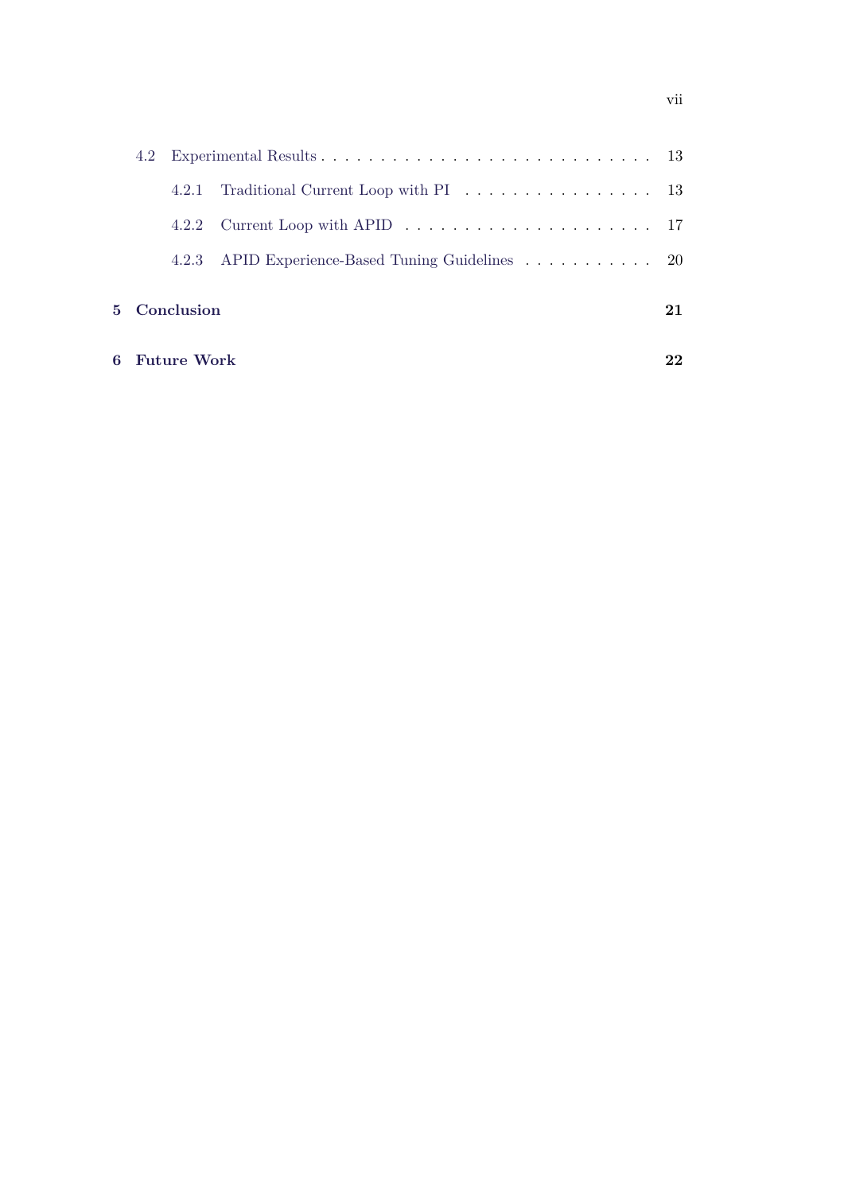- 4.2 Experimental Results . . . . . . . . . . . . . . . . . . . . . . . . . . . . 13
  - 4.2.1 Traditional Current Loop with PI . . . . . . . . . . . . . . . . 13
  - 4.2.2 Current Loop with APID . . . . . . . . . . . . . . . . . . . . . 17
  - 4.2.3 APID Experience-Based Tuning Guidelines . . . . . . . . . . . 20

**5 Conclusion** **21**

**6 Future Work** **22**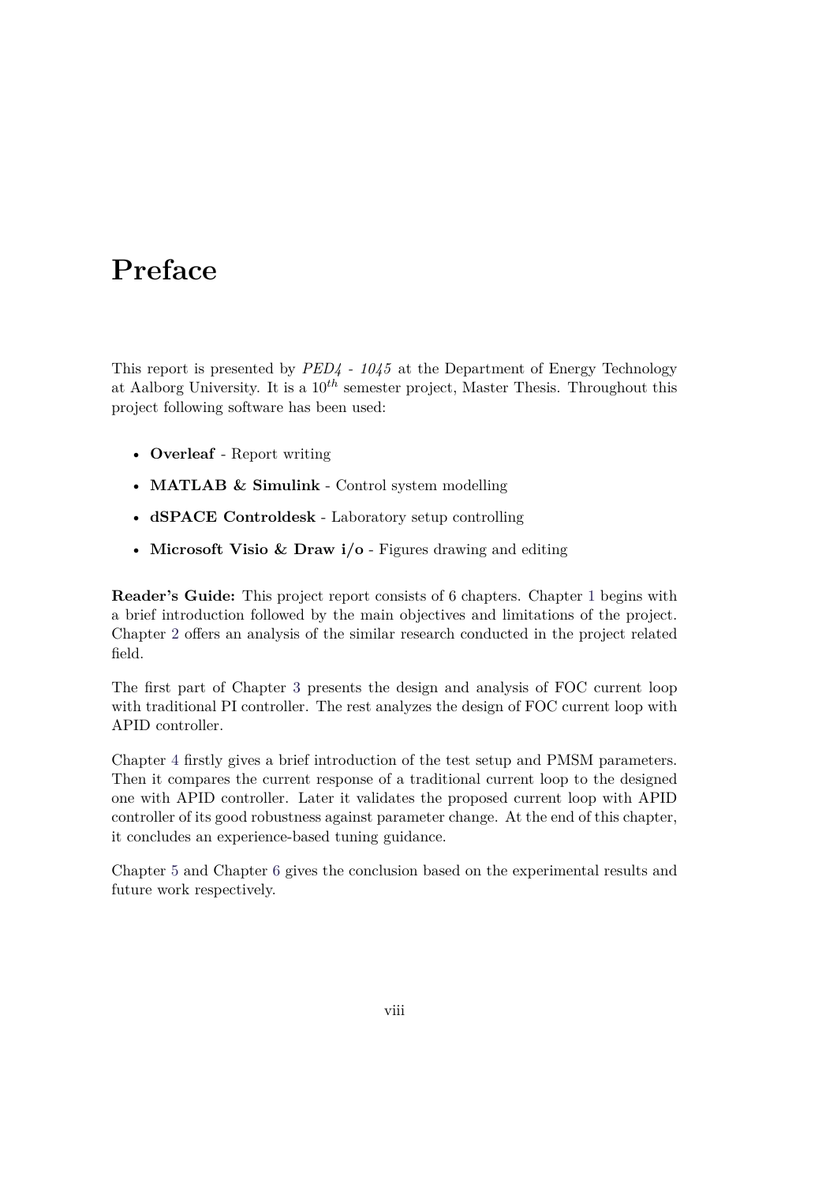# Preface

This report is presented by *PED4 - 1045* at the Department of Energy Technology at Aalborg University. It is a $10^{th}$ semester project, Master Thesis. Throughout this project following software has been used:

- **Overleaf** - Report writing
- **MATLAB & Simulink** - Control system modelling
- **dSPACE Controldesk** - Laboratory setup controlling
- **Microsoft Visio & Draw i/o** - Figures drawing and editing

**Reader's Guide:** This project report consists of 6 chapters. Chapter 1 begins with a brief introduction followed by the main objectives and limitations of the project. Chapter 2 offers an analysis of the similar research conducted in the project related field.

The first part of Chapter 3 presents the design and analysis of FOC current loop with traditional PI controller. The rest analyzes the design of FOC current loop with APID controller.

Chapter 4 firstly gives a brief introduction of the test setup and PMSM parameters. Then it compares the current response of a traditional current loop to the designed one with APID controller. Later it validates the proposed current loop with APID controller of its good robustness against parameter change. At the end of this chapter, it concludes an experience-based tuning guidance.

Chapter 5 and Chapter 6 gives the conclusion based on the experimental results and future work respectively.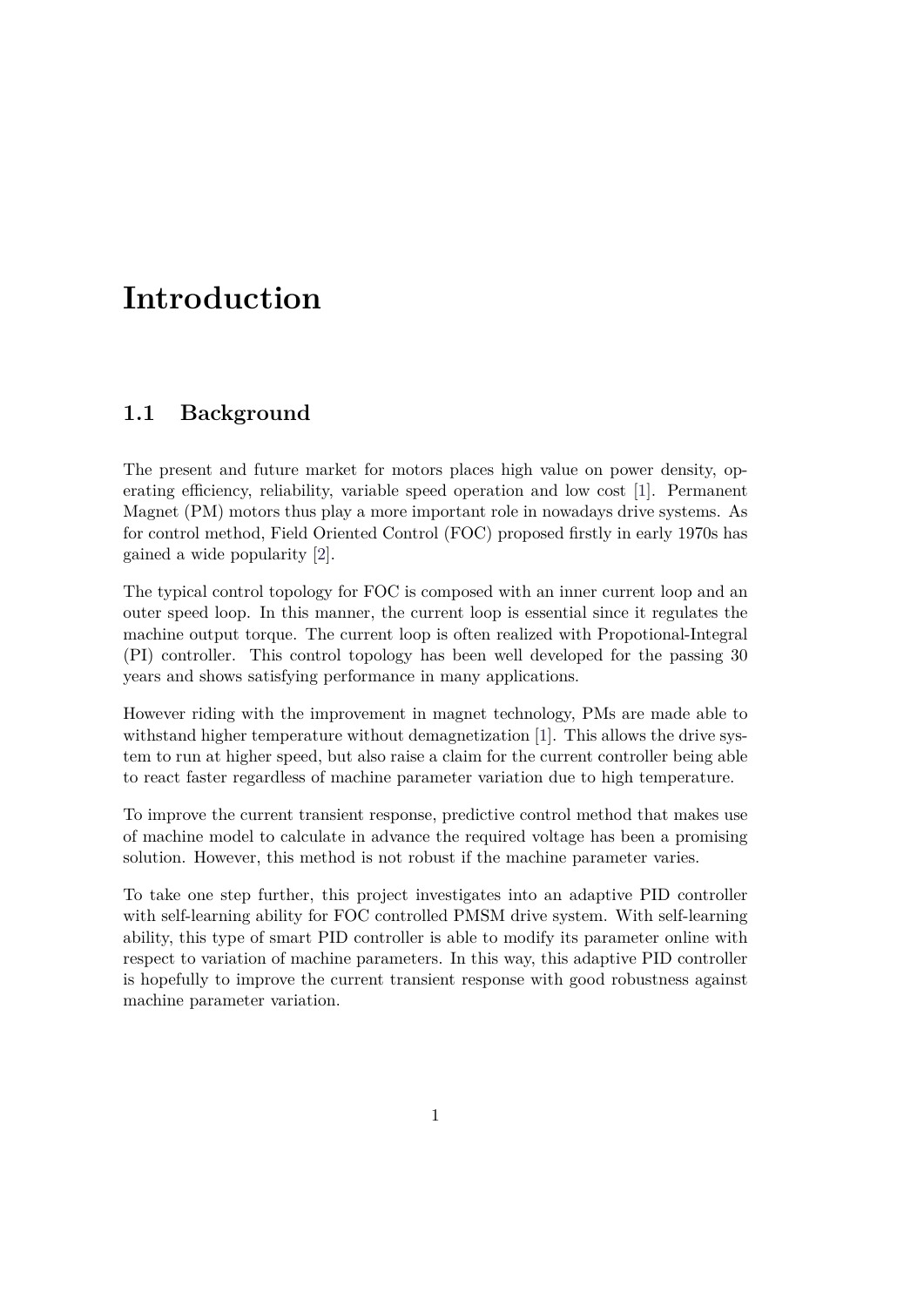# Introduction

## 1.1 Background

The present and future market for motors places high value on power density, operating efficiency, reliability, variable speed operation and low cost [1]. Permanent Magnet (PM) motors thus play a more important role in nowadays drive systems. As for control method, Field Oriented Control (FOC) proposed firstly in early 1970s has gained a wide popularity [2].

The typical control topology for FOC is composed with an inner current loop and an outer speed loop. In this manner, the current loop is essential since it regulates the machine output torque. The current loop is often realized with Propotional-Integral (PI) controller. This control topology has been well developed for the passing 30 years and shows satisfying performance in many applications.

However riding with the improvement in magnet technology, PMs are made able to withstand higher temperature without demagnetization [1]. This allows the drive system to run at higher speed, but also raise a claim for the current controller being able to react faster regardless of machine parameter variation due to high temperature.

To improve the current transient response, predictive control method that makes use of machine model to calculate in advance the required voltage has been a promising solution. However, this method is not robust if the machine parameter varies.

To take one step further, this project investigates into an adaptive PID controller with self-learning ability for FOC controlled PMSM drive system. With self-learning ability, this type of smart PID controller is able to modify its parameter online with respect to variation of machine parameters. In this way, this adaptive PID controller is hopefully to improve the current transient response with good robustness against machine parameter variation.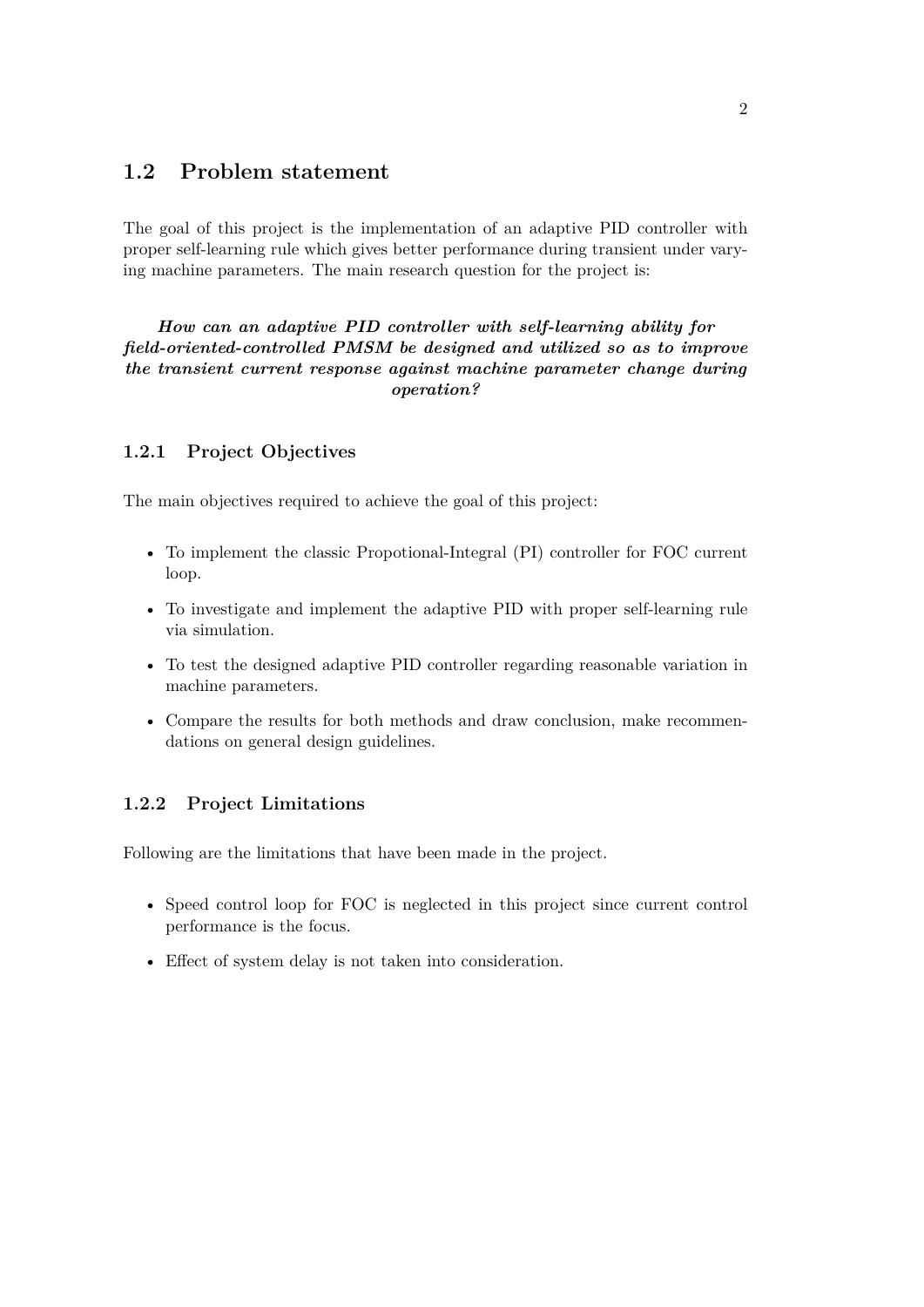## 1.2 Problem statement

The goal of this project is the implementation of an adaptive PID controller with proper self-learning rule which gives better performance during transient under varying machine parameters. The main research question for the project is:

***How can an adaptive PID controller with self-learning ability for field-oriented-controlled PMSM be designed and utilized so as to improve the transient current response against machine parameter change during operation?***

### 1.2.1 Project Objectives

The main objectives required to achieve the goal of this project:

- To implement the classic Propotional-Integral (PI) controller for FOC current loop.
- To investigate and implement the adaptive PID with proper self-learning rule via simulation.
- To test the designed adaptive PID controller regarding reasonable variation in machine parameters.
- Compare the results for both methods and draw conclusion, make recommendations on general design guidelines.

### 1.2.2 Project Limitations

Following are the limitations that have been made in the project.

- Speed control loop for FOC is neglected in this project since current control performance is the focus.
- Effect of system delay is not taken into consideration.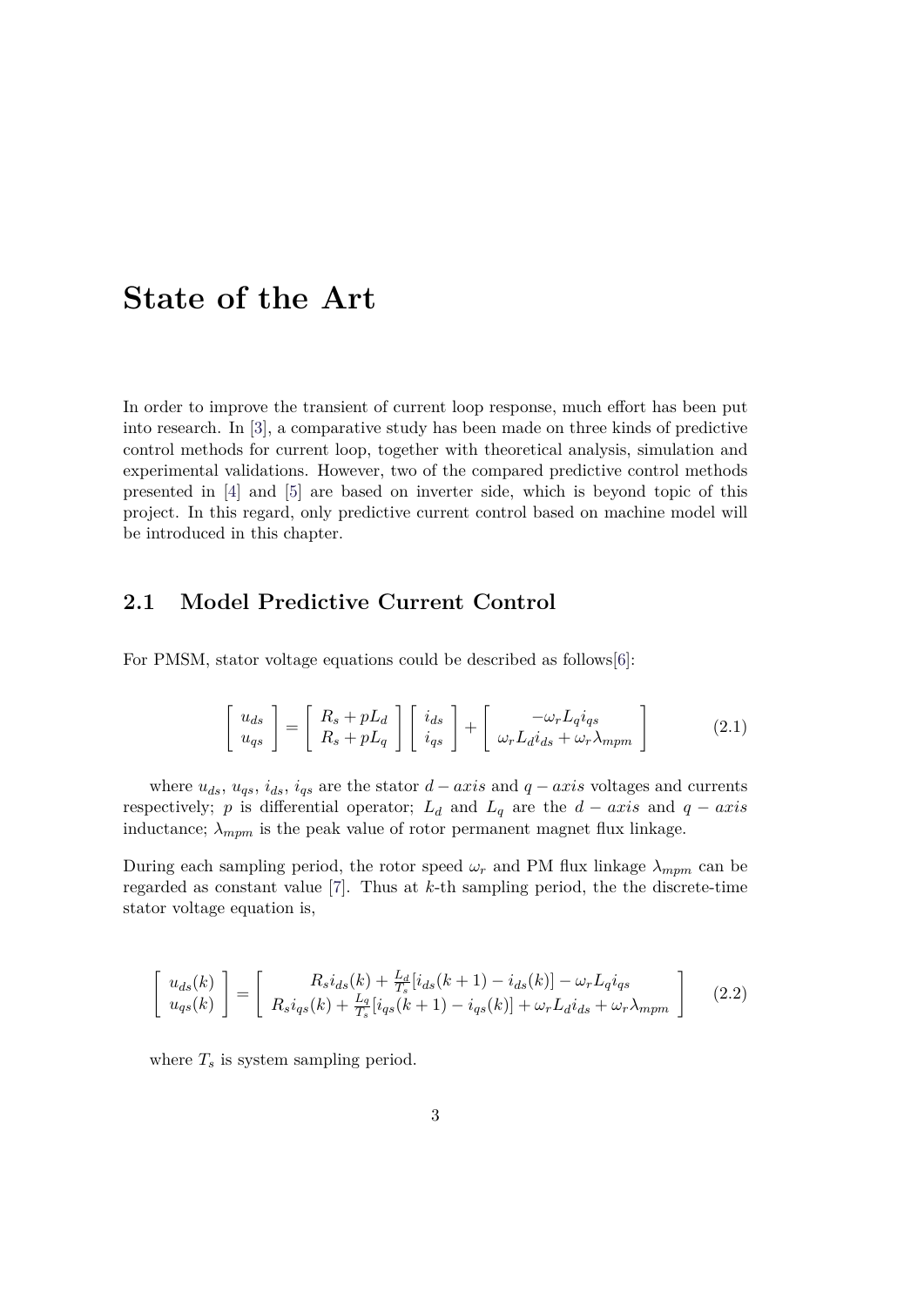# State of the Art

In order to improve the transient of current loop response, much effort has been put into research. In [3], a comparative study has been made on three kinds of predictive control methods for current loop, together with theoretical analysis, simulation and experimental validations. However, two of the compared predictive control methods presented in [4] and [5] are based on inverter side, which is beyond topic of this project. In this regard, only predictive current control based on machine model will be introduced in this chapter.

## 2.1 Model Predictive Current Control

For PMSM, stator voltage equations could be described as follows[6]:

$$\begin{bmatrix} u_{ds} \\ u_{qs} \end{bmatrix} = \begin{bmatrix} R_s + pL_d \\ R_s + pL_q \end{bmatrix} \begin{bmatrix} i_{ds} \\ i_{qs} \end{bmatrix} + \begin{bmatrix} -\omega_r L_q i_{qs} \\ \omega_r L_d i_{ds} + \omega_r \lambda_{mpm} \end{bmatrix} \tag{2.1}$$

where $u_{ds}$, $u_{qs}$, $i_{ds}$, $i_{qs}$ are the stator $d-axis$ and $q-axis$ voltages and currents respectively; $p$ is differential operator; $L_d$ and $L_q$ are the $d-axis$ and $q-axis$ inductance; $\lambda_{mpm}$ is the peak value of rotor permanent magnet flux linkage.

During each sampling period, the rotor speed $\omega_r$ and PM flux linkage $\lambda_{mpm}$ can be regarded as constant value [7]. Thus at $k$-th sampling period, the the discrete-time stator voltage equation is,

$$\begin{bmatrix} u_{ds}(k) \\ u_{qs}(k) \end{bmatrix} = \begin{bmatrix} R_s i_{ds}(k) + \frac{L_d}{T_s}[i_{ds}(k+1) - i_{ds}(k)] - \omega_r L_q i_{qs} \\ R_s i_{qs}(k) + \frac{L_q}{T_s}[i_{qs}(k+1) - i_{qs}(k)] + \omega_r L_d i_{ds} + \omega_r \lambda_{mpm} \end{bmatrix} \tag{2.2}$$

where $T_s$ is system sampling period.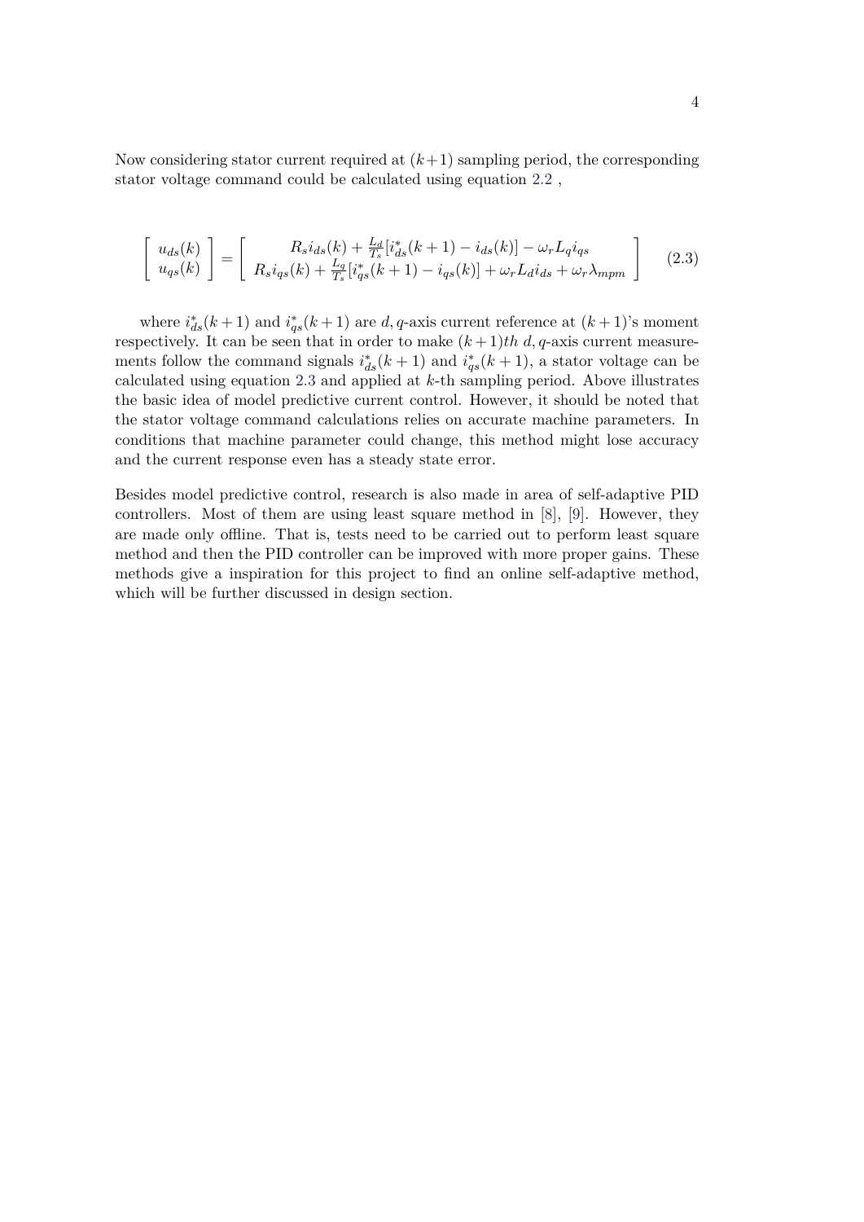Now considering stator current required at $(k+1)$ sampling period, the corresponding stator voltage command could be calculated using equation 2.2 ,

$$
\begin{bmatrix} u_{ds}(k) \\ u_{qs}(k) \end{bmatrix} = \begin{bmatrix} R_s i_{ds}(k) + \frac{L_d}{T_s}[i^*_{ds}(k+1) - i_{ds}(k)] - \omega_r L_q i_{qs} \\ R_s i_{qs}(k) + \frac{L_q}{T_s}[i^*_{qs}(k+1) - i_{qs}(k)] + \omega_r L_d i_{ds} + \omega_r \lambda_{mpm} \end{bmatrix} \tag{2.3}
$$

where $i^*_{ds}(k+1)$ and $i^*_{qs}(k+1)$ are $d,q$-axis current reference at $(k+1)$'s moment respectively. It can be seen that in order to make $(k+1)th$ $d,q$-axis current measurements follow the command signals $i^*_{ds}(k+1)$ and $i^*_{qs}(k+1)$, a stator voltage can be calculated using equation 2.3 and applied at $k$-th sampling period. Above illustrates the basic idea of model predictive current control. However, it should be noted that the stator voltage command calculations relies on accurate machine parameters. In conditions that machine parameter could change, this method might lose accuracy and the current response even has a steady state error.

Besides model predictive control, research is also made in area of self-adaptive PID controllers. Most of them are using least square method in [8], [9]. However, they are made only offline. That is, tests need to be carried out to perform least square method and then the PID controller can be improved with more proper gains. These methods give a inspiration for this project to find an online self-adaptive method, which will be further discussed in design section.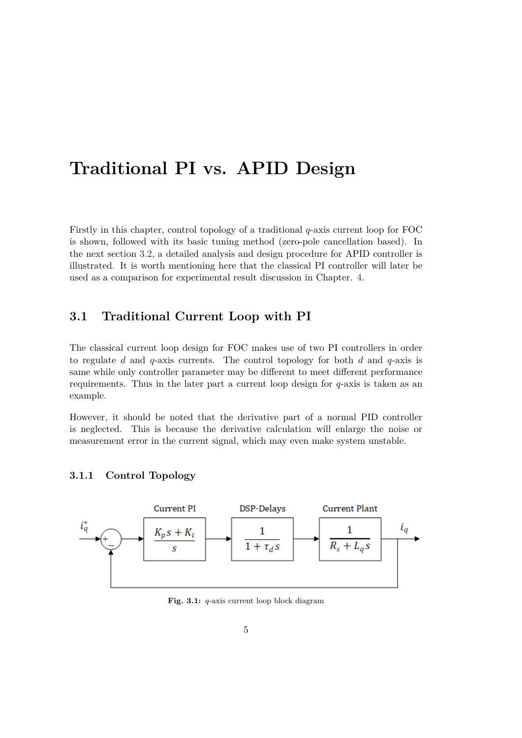# Traditional PI vs. APID Design

Firstly in this chapter, control topology of a traditional $q$-axis current loop for FOC is shown, followed with its basic tuning method (zero-pole cancellation based). In the next section 3.2, a detailed analysis and design procedure for APID controller is illustrated. It is worth mentioning here that the classical PI controller will later be used as a comparison for experimental result discussion in Chapter. 4.

## 3.1 Traditional Current Loop with PI

The classical current loop design for FOC makes use of two PI controllers in order to regulate $d$ and $q$-axis currents. The control topology for both $d$ and $q$-axis is same while only controller parameter may be different to meet different performance requirements. Thus in the later part a current loop design for $q$-axis is taken as an example.

However, it should be noted that the derivative part of a normal PID controller is neglected. This is because the derivative calculation will enlarge the noise or measurement error in the current signal, which may even make system unstable.

### 3.1.1 Control Topology

Current PI: $\frac{K_p s + K_i}{s}$ — DSP-Delays: $\frac{1}{1 + \tau_d s}$ — Current Plant: $\frac{1}{R_s + L_q s}$ — input $i_q^*$, output $i_q$

**Fig. 3.1:** $q$-axis current loop block diagram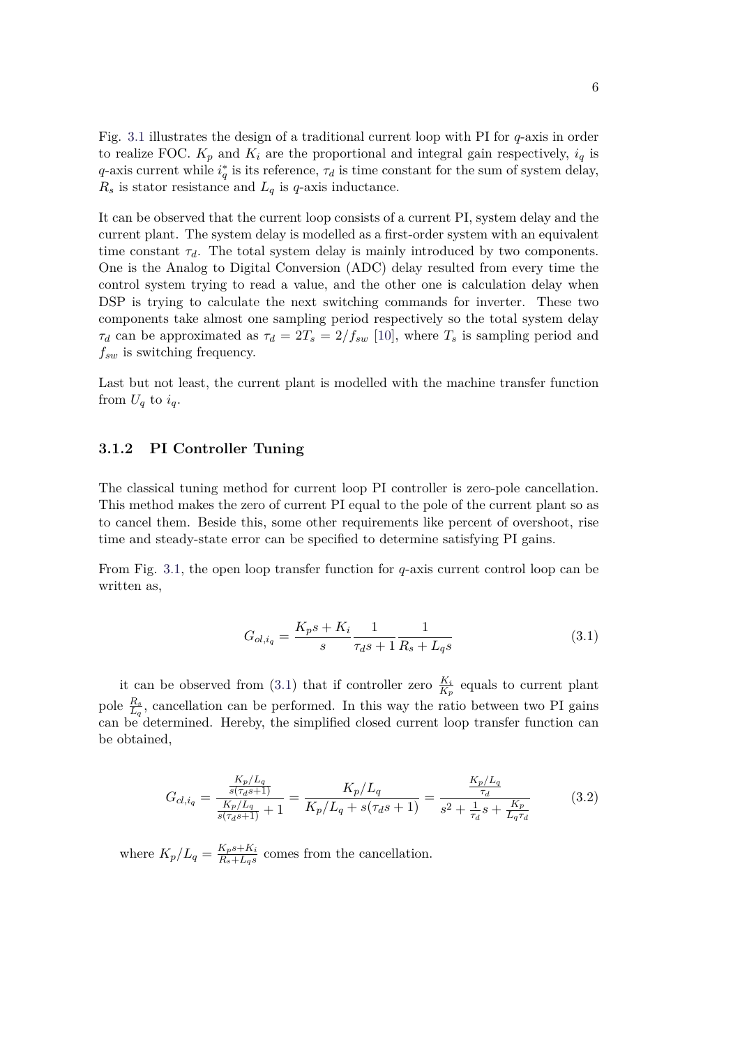Fig. 3.1 illustrates the design of a traditional current loop with PI for $q$-axis in order to realize FOC. $K_p$ and $K_i$ are the proportional and integral gain respectively, $i_q$ is $q$-axis current while $i_q^*$ is its reference, $\tau_d$ is time constant for the sum of system delay, $R_s$ is stator resistance and $L_q$ is $q$-axis inductance.

It can be observed that the current loop consists of a current PI, system delay and the current plant. The system delay is modelled as a first-order system with an equivalent time constant $\tau_d$. The total system delay is mainly introduced by two components. One is the Analog to Digital Conversion (ADC) delay resulted from every time the control system trying to read a value, and the other one is calculation delay when DSP is trying to calculate the next switching commands for inverter. These two components take almost one sampling period respectively so the total system delay $\tau_d$ can be approximated as $\tau_d = 2T_s = 2/f_{sw}$ [10], where $T_s$ is sampling period and $f_{sw}$ is switching frequency.

Last but not least, the current plant is modelled with the machine transfer function from $U_q$ to $i_q$.

### 3.1.2 PI Controller Tuning

The classical tuning method for current loop PI controller is zero-pole cancellation. This method makes the zero of current PI equal to the pole of the current plant so as to cancel them. Beside this, some other requirements like percent of overshoot, rise time and steady-state error can be specified to determine satisfying PI gains.

From Fig. 3.1, the open loop transfer function for $q$-axis current control loop can be written as,

$$G_{ol,i_q} = \frac{K_p s + K_i}{s} \frac{1}{\tau_d s + 1} \frac{1}{R_s + L_q s} \tag{3.1}$$

it can be observed from (3.1) that if controller zero $\frac{K_i}{K_p}$ equals to current plant pole $\frac{R_s}{L_q}$, cancellation can be performed. In this way the ratio between two PI gains can be determined. Hereby, the simplified closed current loop transfer function can be obtained,

$$G_{cl,i_q} = \frac{\frac{K_p/L_q}{s(\tau_d s+1)}}{\frac{K_p/L_q}{s(\tau_d s+1)} + 1} = \frac{K_p/L_q}{K_p/L_q + s(\tau_d s + 1)} = \frac{\frac{K_p/L_q}{\tau_d}}{s^2 + \frac{1}{\tau_d}s + \frac{K_p}{L_q \tau_d}} \tag{3.2}$$

where $K_p/L_q = \frac{K_p s + K_i}{R_s + L_q s}$ comes from the cancellation.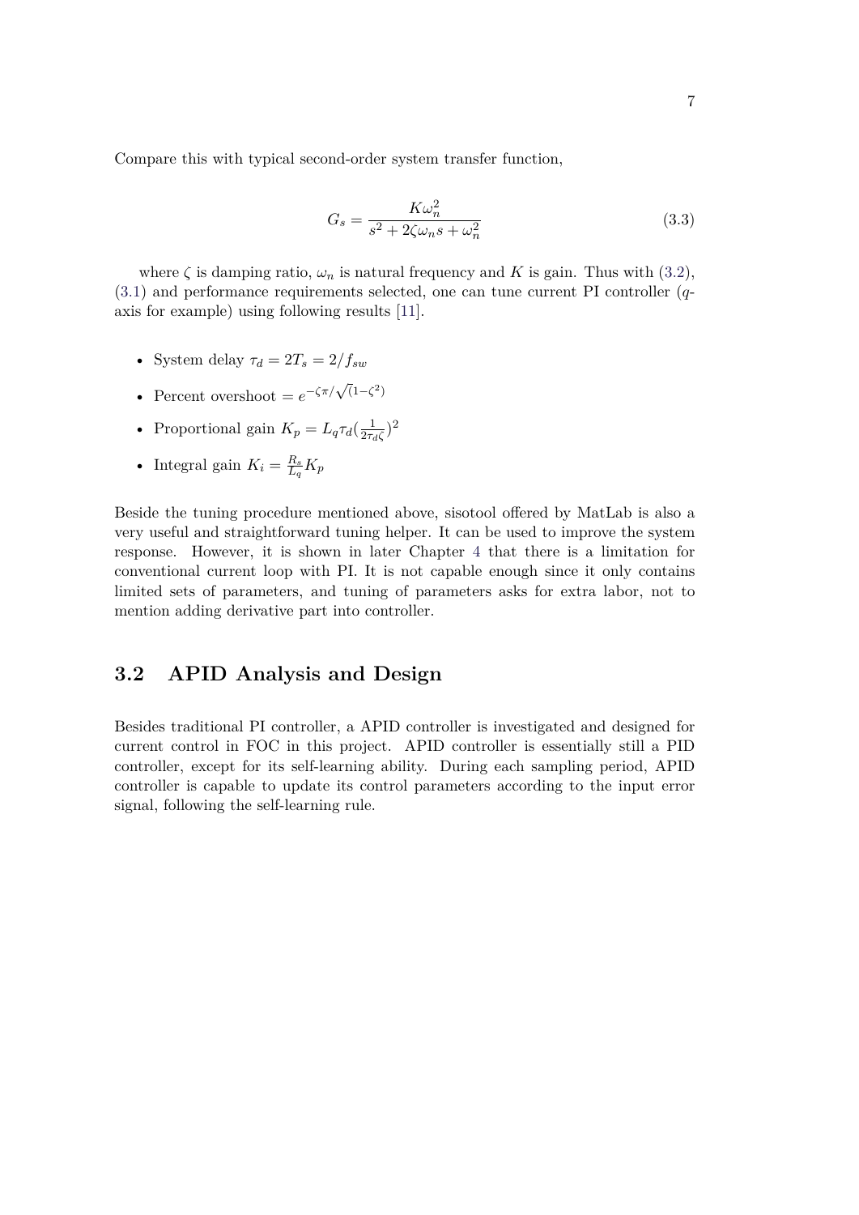Compare this with typical second-order system transfer function,

$$G_s = \frac{K\omega_n^2}{s^2 + 2\zeta\omega_n s + \omega_n^2} \tag{3.3}$$

where $\zeta$ is damping ratio, $\omega_n$ is natural frequency and $K$ is gain. Thus with (3.2), (3.1) and performance requirements selected, one can tune current PI controller ($q$-axis for example) using following results [11].

- System delay $\tau_d = 2T_s = 2/f_{sw}$
- Percent overshoot $= e^{-\zeta\pi/\sqrt{(1-\zeta^2)}}$
- Proportional gain $K_p = L_q \tau_d (\frac{1}{2\tau_d \zeta})^2$
- Integral gain $K_i = \frac{R_s}{L_q} K_p$

Beside the tuning procedure mentioned above, sisotool offered by MatLab is also a very useful and straightforward tuning helper. It can be used to improve the system response. However, it is shown in later Chapter 4 that there is a limitation for conventional current loop with PI. It is not capable enough since it only contains limited sets of parameters, and tuning of parameters asks for extra labor, not to mention adding derivative part into controller.

## 3.2 APID Analysis and Design

Besides traditional PI controller, a APID controller is investigated and designed for current control in FOC in this project. APID controller is essentially still a PID controller, except for its self-learning ability. During each sampling period, APID controller is capable to update its control parameters according to the input error signal, following the self-learning rule.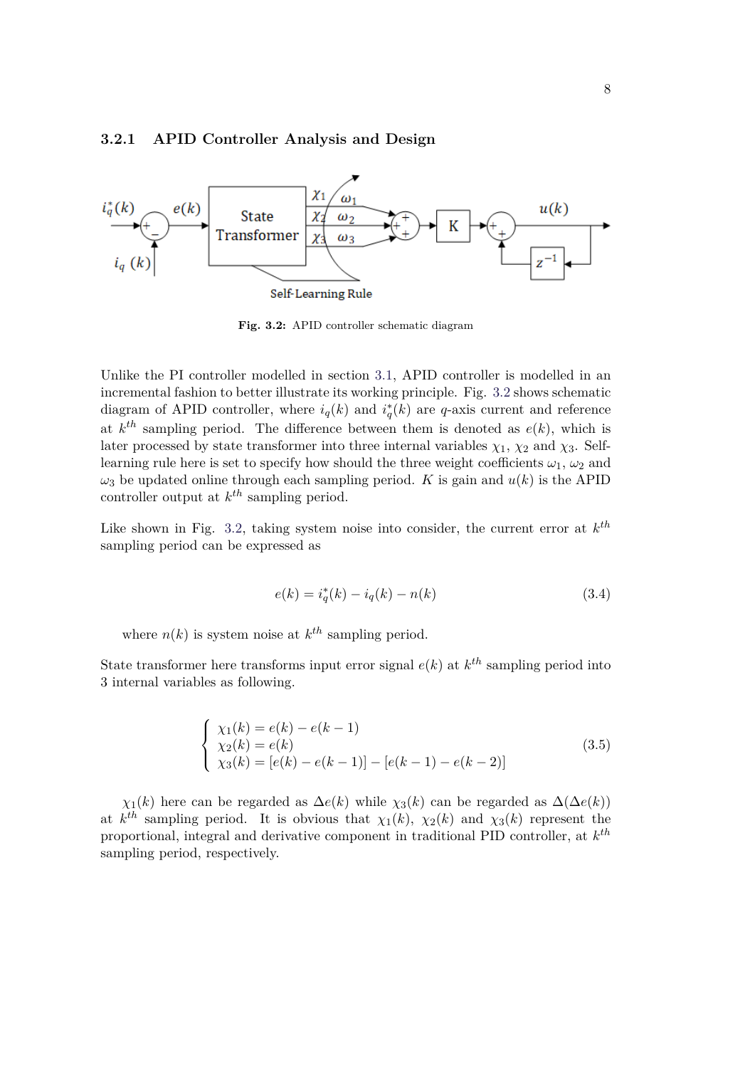### 3.2.1 APID Controller Analysis and Design

**Fig. 3.2:** APID controller schematic diagram

Unlike the PI controller modelled in section 3.1, APID controller is modelled in an incremental fashion to better illustrate its working principle. Fig. 3.2 shows schematic diagram of APID controller, where $i_q(k)$ and $i_q^*(k)$ are $q$-axis current and reference at $k^{th}$ sampling period. The difference between them is denoted as $e(k)$, which is later processed by state transformer into three internal variables $\chi_1$, $\chi_2$ and $\chi_3$. Self-learning rule here is set to specify how should the three weight coefficients $\omega_1$, $\omega_2$ and $\omega_3$ be updated online through each sampling period. $K$ is gain and $u(k)$ is the APID controller output at $k^{th}$ sampling period.

Like shown in Fig. 3.2, taking system noise into consider, the current error at $k^{th}$ sampling period can be expressed as

$$e(k) = i_q^*(k) - i_q(k) - n(k) \tag{3.4}$$

where $n(k)$ is system noise at $k^{th}$ sampling period.

State transformer here transforms input error signal $e(k)$ at $k^{th}$ sampling period into 3 internal variables as following.

$$\begin{cases} \chi_1(k) = e(k) - e(k-1) \\ \chi_2(k) = e(k) \\ \chi_3(k) = [e(k) - e(k-1)] - [e(k-1) - e(k-2)] \end{cases} \tag{3.5}$$

$\chi_1(k)$ here can be regarded as $\Delta e(k)$ while $\chi_3(k)$ can be regarded as $\Delta(\Delta e(k))$ at $k^{th}$ sampling period. It is obvious that $\chi_1(k)$, $\chi_2(k)$ and $\chi_3(k)$ represent the proportional, integral and derivative component in traditional PID controller, at $k^{th}$ sampling period, respectively.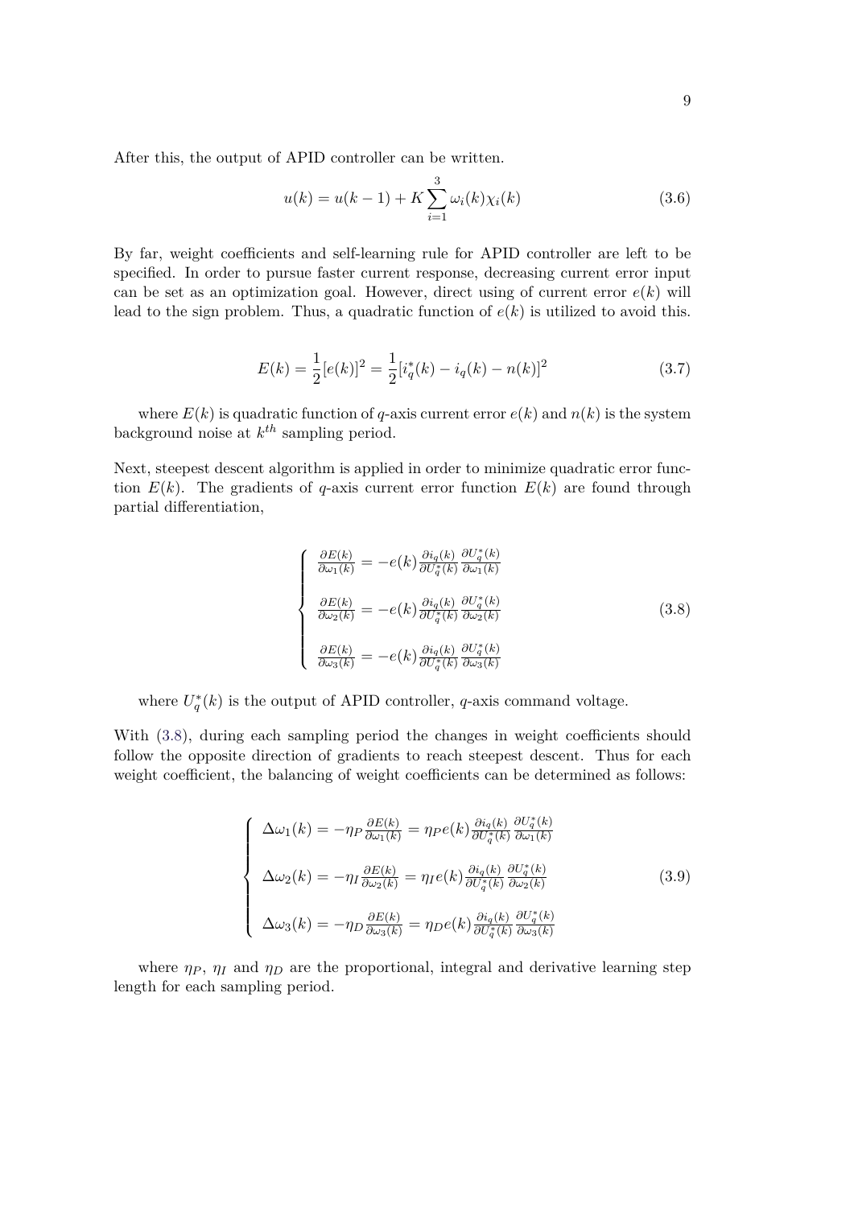After this, the output of APID controller can be written.

$$u(k) = u(k-1) + K\sum_{i=1}^{3}\omega_i(k)\chi_i(k) \tag{3.6}$$

By far, weight coefficients and self-learning rule for APID controller are left to be specified. In order to pursue faster current response, decreasing current error input can be set as an optimization goal. However, direct using of current error $e(k)$ will lead to the sign problem. Thus, a quadratic function of $e(k)$ is utilized to avoid this.

$$E(k) = \frac{1}{2}[e(k)]^2 = \frac{1}{2}[i_q^*(k) - i_q(k) - n(k)]^2 \tag{3.7}$$

where $E(k)$ is quadratic function of $q$-axis current error $e(k)$ and $n(k)$ is the system background noise at $k^{th}$ sampling period.

Next, steepest descent algorithm is applied in order to minimize quadratic error function $E(k)$. The gradients of $q$-axis current error function $E(k)$ are found through partial differentiation,

$$\begin{cases} \frac{\partial E(k)}{\partial \omega_1(k)} = -e(k)\frac{\partial i_q(k)}{\partial U_q^*(k)}\frac{\partial U_q^*(k)}{\partial \omega_1(k)} \\ \frac{\partial E(k)}{\partial \omega_2(k)} = -e(k)\frac{\partial i_q(k)}{\partial U_q^*(k)}\frac{\partial U_q^*(k)}{\partial \omega_2(k)} \\ \frac{\partial E(k)}{\partial \omega_3(k)} = -e(k)\frac{\partial i_q(k)}{\partial U_q^*(k)}\frac{\partial U_q^*(k)}{\partial \omega_3(k)} \end{cases} \tag{3.8}$$

where $U_q^*(k)$ is the output of APID controller, $q$-axis command voltage.

With (3.8), during each sampling period the changes in weight coefficients should follow the opposite direction of gradients to reach steepest descent. Thus for each weight coefficient, the balancing of weight coefficients can be determined as follows:

$$\begin{cases} \Delta\omega_1(k) = -\eta_P\frac{\partial E(k)}{\partial \omega_1(k)} = \eta_P e(k)\frac{\partial i_q(k)}{\partial U_q^*(k)}\frac{\partial U_q^*(k)}{\partial \omega_1(k)} \\ \Delta\omega_2(k) = -\eta_I\frac{\partial E(k)}{\partial \omega_2(k)} = \eta_I e(k)\frac{\partial i_q(k)}{\partial U_q^*(k)}\frac{\partial U_q^*(k)}{\partial \omega_2(k)} \\ \Delta\omega_3(k) = -\eta_D\frac{\partial E(k)}{\partial \omega_3(k)} = \eta_D e(k)\frac{\partial i_q(k)}{\partial U_q^*(k)}\frac{\partial U_q^*(k)}{\partial \omega_3(k)} \end{cases} \tag{3.9}$$

where $\eta_P$, $\eta_I$ and $\eta_D$ are the proportional, integral and derivative learning step length for each sampling period.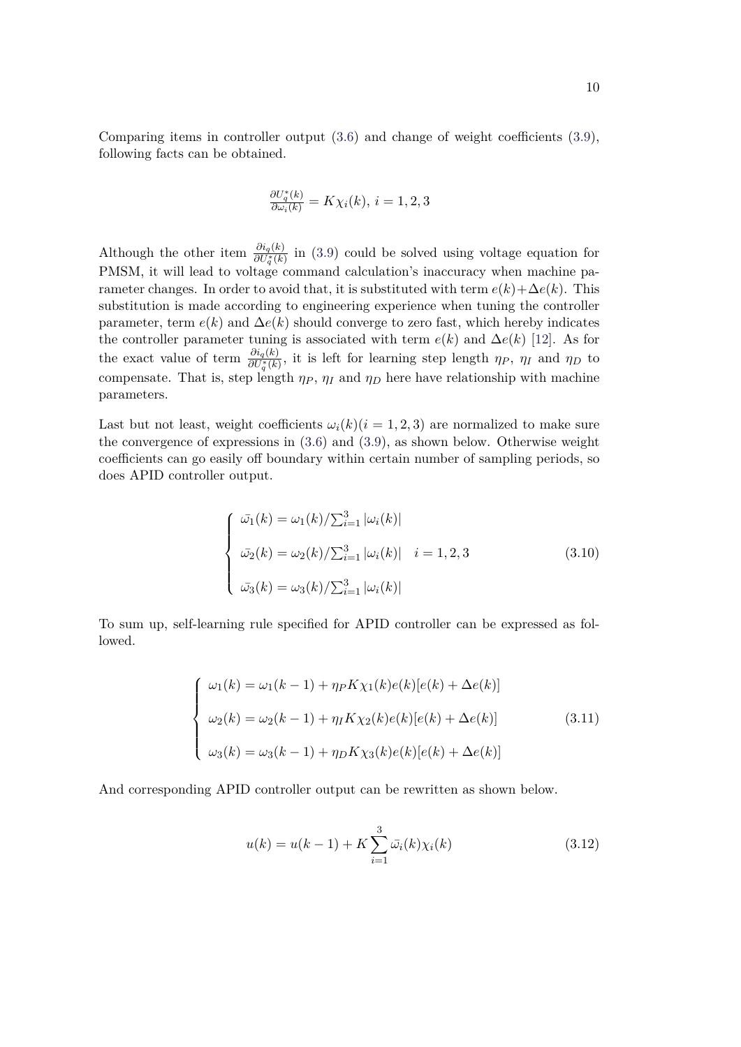Comparing items in controller output (3.6) and change of weight coefficients (3.9), following facts can be obtained.

$$\frac{\partial U_q^*(k)}{\partial \omega_i(k)} = K\chi_i(k),\ i = 1, 2, 3$$

Although the other item $\frac{\partial i_q(k)}{\partial U_q^*(k)}$ in (3.9) could be solved using voltage equation for PMSM, it will lead to voltage command calculation's inaccuracy when machine parameter changes. In order to avoid that, it is substituted with term $e(k)+\Delta e(k)$. This substitution is made according to engineering experience when tuning the controller parameter, term $e(k)$ and $\Delta e(k)$ should converge to zero fast, which hereby indicates the controller parameter tuning is associated with term $e(k)$ and $\Delta e(k)$ [12]. As for the exact value of term $\frac{\partial i_q(k)}{\partial U_q^*(k)}$, it is left for learning step length $\eta_P$, $\eta_I$ and $\eta_D$ to compensate. That is, step length $\eta_P$, $\eta_I$ and $\eta_D$ here have relationship with machine parameters.

Last but not least, weight coefficients $\omega_i(k)(i = 1, 2, 3)$ are normalized to make sure the convergence of expressions in (3.6) and (3.9), as shown below. Otherwise weight coefficients can go easily off boundary within certain number of sampling periods, so does APID controller output.

$$\begin{cases} \bar{\omega_1}(k) = \omega_1(k)/\sum_{i=1}^{3} |\omega_i(k)| \\ \bar{\omega_2}(k) = \omega_2(k)/\sum_{i=1}^{3} |\omega_i(k)| \quad i = 1, 2, 3 \\ \bar{\omega_3}(k) = \omega_3(k)/\sum_{i=1}^{3} |\omega_i(k)| \end{cases} \tag{3.10}$$

To sum up, self-learning rule specified for APID controller can be expressed as followed.

$$\begin{cases} \omega_1(k) = \omega_1(k-1) + \eta_P K\chi_1(k)e(k)[e(k) + \Delta e(k)] \\ \omega_2(k) = \omega_2(k-1) + \eta_I K\chi_2(k)e(k)[e(k) + \Delta e(k)] \\ \omega_3(k) = \omega_3(k-1) + \eta_D K\chi_3(k)e(k)[e(k) + \Delta e(k)] \end{cases} \tag{3.11}$$

And corresponding APID controller output can be rewritten as shown below.

$$u(k) = u(k-1) + K\sum_{i=1}^{3} \bar{\omega_i}(k)\chi_i(k) \tag{3.12}$$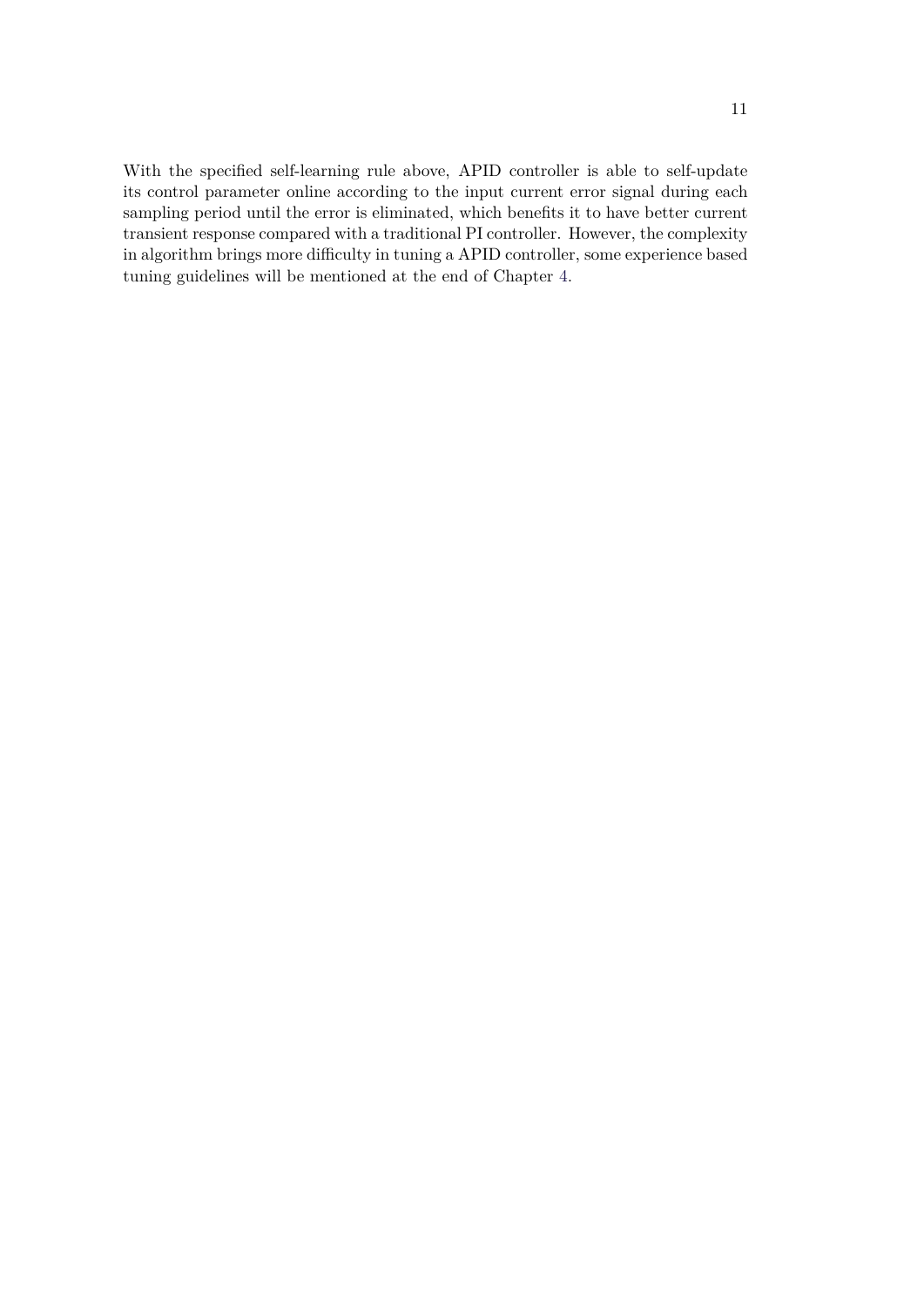With the specified self-learning rule above, APID controller is able to self-update its control parameter online according to the input current error signal during each sampling period until the error is eliminated, which benefits it to have better current transient response compared with a traditional PI controller. However, the complexity in algorithm brings more difficulty in tuning a APID controller, some experience based tuning guidelines will be mentioned at the end of Chapter 4.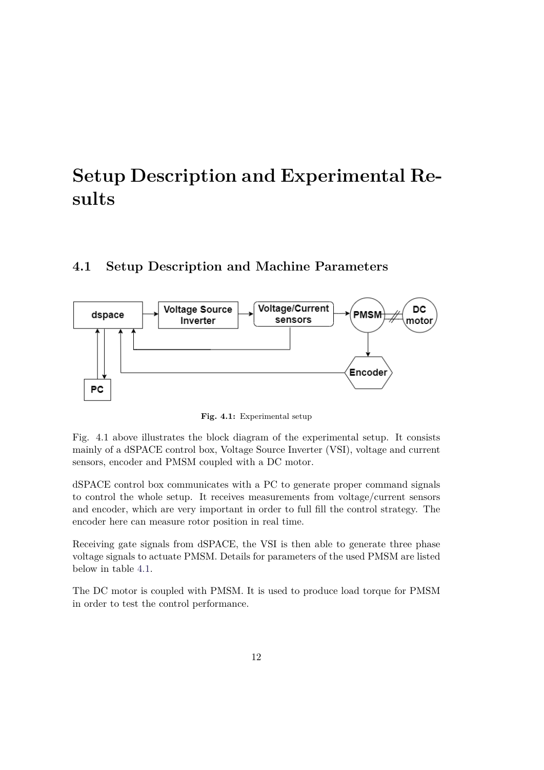# Setup Description and Experimental Results

## 4.1 Setup Description and Machine Parameters

**Fig. 4.1:** Experimental setup

Fig. 4.1 above illustrates the block diagram of the experimental setup. It consists mainly of a dSPACE control box, Voltage Source Inverter (VSI), voltage and current sensors, encoder and PMSM coupled with a DC motor.

dSPACE control box communicates with a PC to generate proper command signals to control the whole setup. It receives measurements from voltage/current sensors and encoder, which are very important in order to full fill the control strategy. The encoder here can measure rotor position in real time.

Receiving gate signals from dSPACE, the VSI is then able to generate three phase voltage signals to actuate PMSM. Details for parameters of the used PMSM are listed below in table 4.1.

The DC motor is coupled with PMSM. It is used to produce load torque for PMSM in order to test the control performance.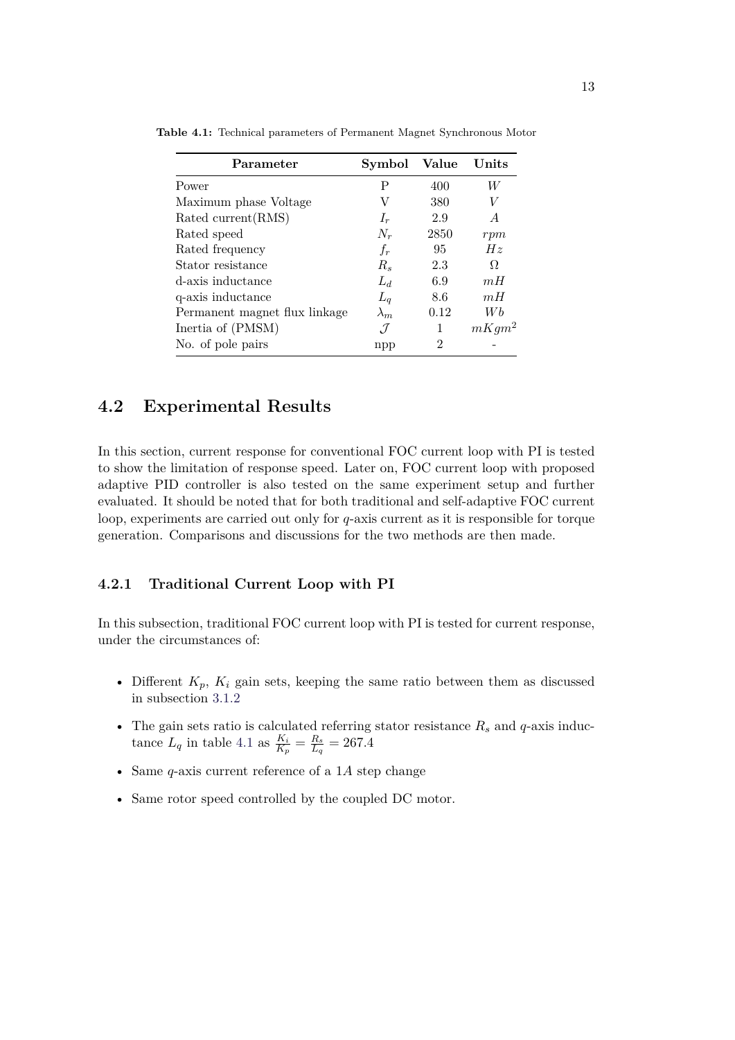**Table 4.1:** Technical parameters of Permanent Magnet Synchronous Motor

| Parameter | Symbol | Value | Units |
|---|---|---|---|
| Power | P | 400 | $W$ |
| Maximum phase Voltage | V | 380 | $V$ |
| Rated current(RMS) | $I_r$ | 2.9 | $A$ |
| Rated speed | $N_r$ | 2850 | $rpm$ |
| Rated frequency | $f_r$ | 95 | $Hz$ |
| Stator resistance | $R_s$ | 2.3 | $\Omega$ |
| d-axis inductance | $L_d$ | 6.9 | $mH$ |
| q-axis inductance | $L_q$ | 8.6 | $mH$ |
| Permanent magnet flux linkage | $\lambda_m$ | 0.12 | $Wb$ |
| Inertia of (PMSM) | $\mathcal{J}$ | 1 | $mKgm^2$ |
| No. of pole pairs | npp | 2 | - |

## 4.2 Experimental Results

In this section, current response for conventional FOC current loop with PI is tested to show the limitation of response speed. Later on, FOC current loop with proposed adaptive PID controller is also tested on the same experiment setup and further evaluated. It should be noted that for both traditional and self-adaptive FOC current loop, experiments are carried out only for $q$-axis current as it is responsible for torque generation. Comparisons and discussions for the two methods are then made.

### 4.2.1 Traditional Current Loop with PI

In this subsection, traditional FOC current loop with PI is tested for current response, under the circumstances of:

- Different $K_p$, $K_i$ gain sets, keeping the same ratio between them as discussed in subsection 3.1.2
- The gain sets ratio is calculated referring stator resistance $R_s$ and $q$-axis inductance $L_q$ in table 4.1 as $\frac{K_i}{K_p} = \frac{R_s}{L_q} = 267.4$
- Same $q$-axis current reference of a $1A$ step change
- Same rotor speed controlled by the coupled DC motor.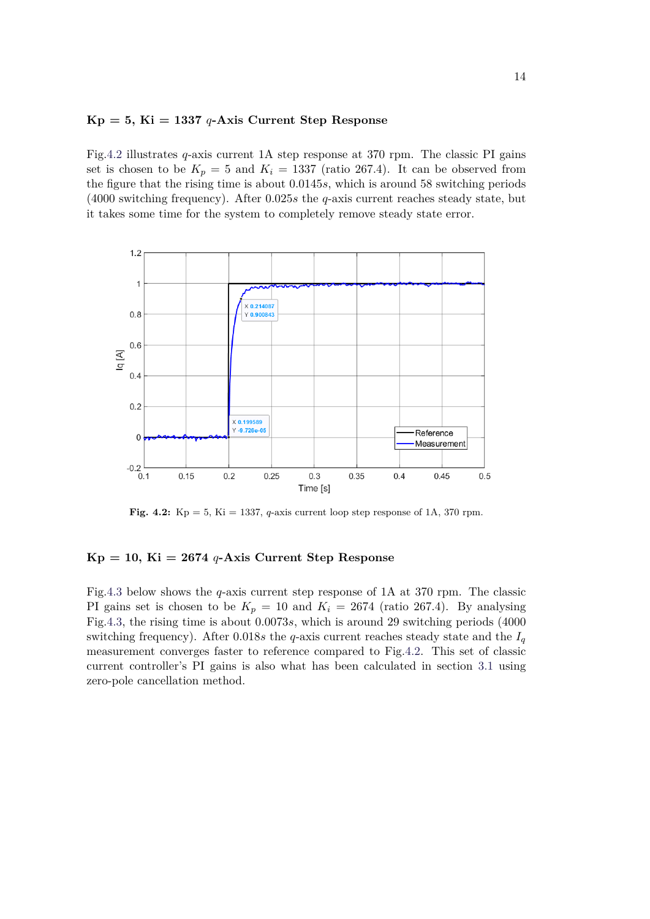### Kp = 5, Ki = 1337 $q$-Axis Current Step Response

Fig.4.2 illustrates $q$-axis current 1A step response at 370 rpm. The classic PI gains set is chosen to be $K_p = 5$ and $K_i = 1337$ (ratio 267.4). It can be observed from the figure that the rising time is about $0.0145s$, which is around 58 switching periods (4000 switching frequency). After $0.025s$ the $q$-axis current reaches steady state, but it takes some time for the system to completely remove steady state error.

**Fig. 4.2:** Kp = 5, Ki = 1337, $q$-axis current loop step response of 1A, 370 rpm.

### Kp = 10, Ki = 2674 $q$-Axis Current Step Response

Fig.4.3 below shows the $q$-axis current step response of 1A at 370 rpm. The classic PI gains set is chosen to be $K_p = 10$ and $K_i = 2674$ (ratio 267.4). By analysing Fig.4.3, the rising time is about $0.0073s$, which is around 29 switching periods (4000 switching frequency). After $0.018s$ the $q$-axis current reaches steady state and the $I_q$ measurement converges faster to reference compared to Fig.4.2. This set of classic current controller's PI gains is also what has been calculated in section 3.1 using zero-pole cancellation method.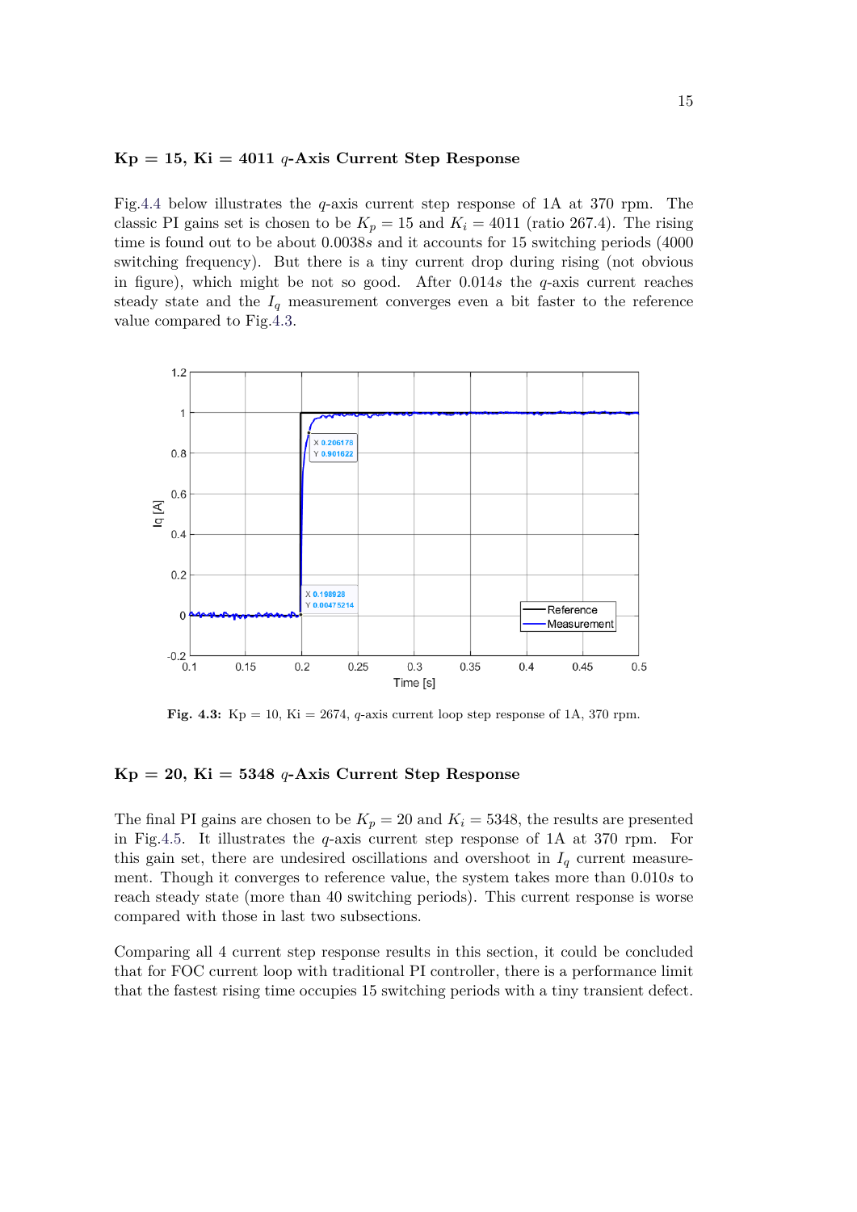**Kp = 15, Ki = 4011 *q*-Axis Current Step Response**

Fig.4.4 below illustrates the *q*-axis current step response of 1A at 370 rpm. The classic PI gains set is chosen to be $K_p = 15$ and $K_i = 4011$ (ratio 267.4). The rising time is found out to be about 0.0038$s$ and it accounts for 15 switching periods (4000 switching frequency). But there is a tiny current drop during rising (not obvious in figure), which might be not so good. After 0.014$s$ the *q*-axis current reaches steady state and the $I_q$ measurement converges even a bit faster to the reference value compared to Fig.4.3.

**Fig. 4.3:** Kp = 10, Ki = 2674, *q*-axis current loop step response of 1A, 370 rpm.

**Kp = 20, Ki = 5348 *q*-Axis Current Step Response**

The final PI gains are chosen to be $K_p = 20$ and $K_i = 5348$, the results are presented in Fig.4.5. It illustrates the *q*-axis current step response of 1A at 370 rpm. For this gain set, there are undesired oscillations and overshoot in $I_q$ current measurement. Though it converges to reference value, the system takes more than 0.010$s$ to reach steady state (more than 40 switching periods). This current response is worse compared with those in last two subsections.

Comparing all 4 current step response results in this section, it could be concluded that for FOC current loop with traditional PI controller, there is a performance limit that the fastest rising time occupies 15 switching periods with a tiny transient defect.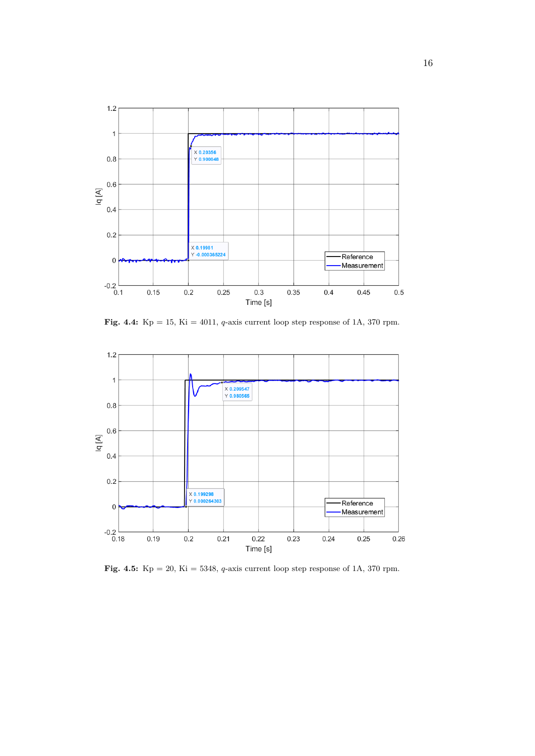**Fig. 4.4:** Kp = 15, Ki = 4011, $q$-axis current loop step response of 1A, 370 rpm.

**Fig. 4.5:** Kp = 20, Ki = 5348, $q$-axis current loop step response of 1A, 370 rpm.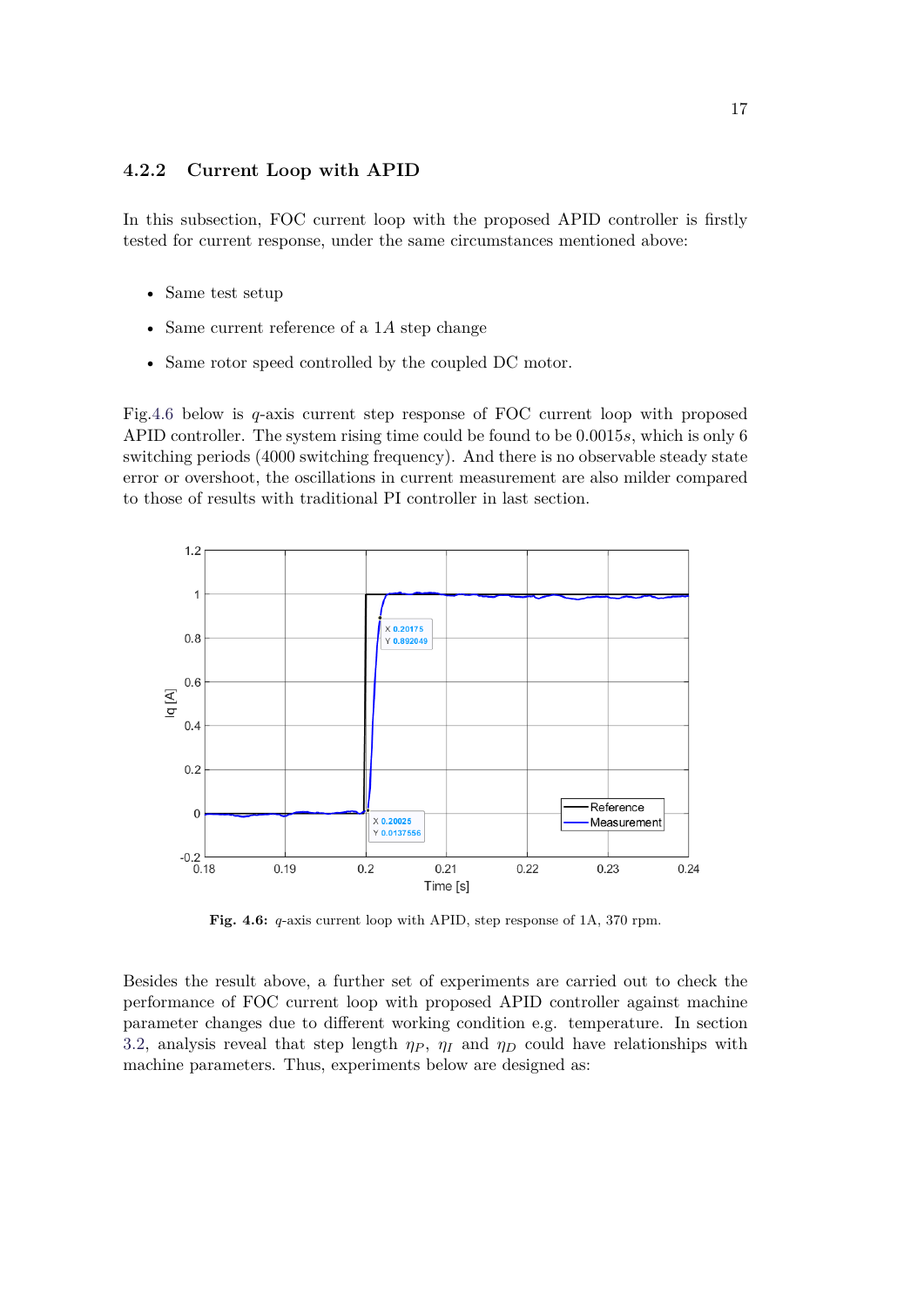### 4.2.2 Current Loop with APID

In this subsection, FOC current loop with the proposed APID controller is firstly tested for current response, under the same circumstances mentioned above:

- Same test setup
- Same current reference of a $1A$ step change
- Same rotor speed controlled by the coupled DC motor.

Fig.4.6 below is $q$-axis current step response of FOC current loop with proposed APID controller. The system rising time could be found to be $0.0015s$, which is only 6 switching periods (4000 switching frequency). And there is no observable steady state error or overshoot, the oscillations in current measurement are also milder compared to those of results with traditional PI controller in last section.

**Fig. 4.6:** $q$-axis current loop with APID, step response of 1A, 370 rpm.

Besides the result above, a further set of experiments are carried out to check the performance of FOC current loop with proposed APID controller against machine parameter changes due to different working condition e.g. temperature. In section 3.2, analysis reveal that step length $\eta_P$, $\eta_I$ and $\eta_D$ could have relationships with machine parameters. Thus, experiments below are designed as: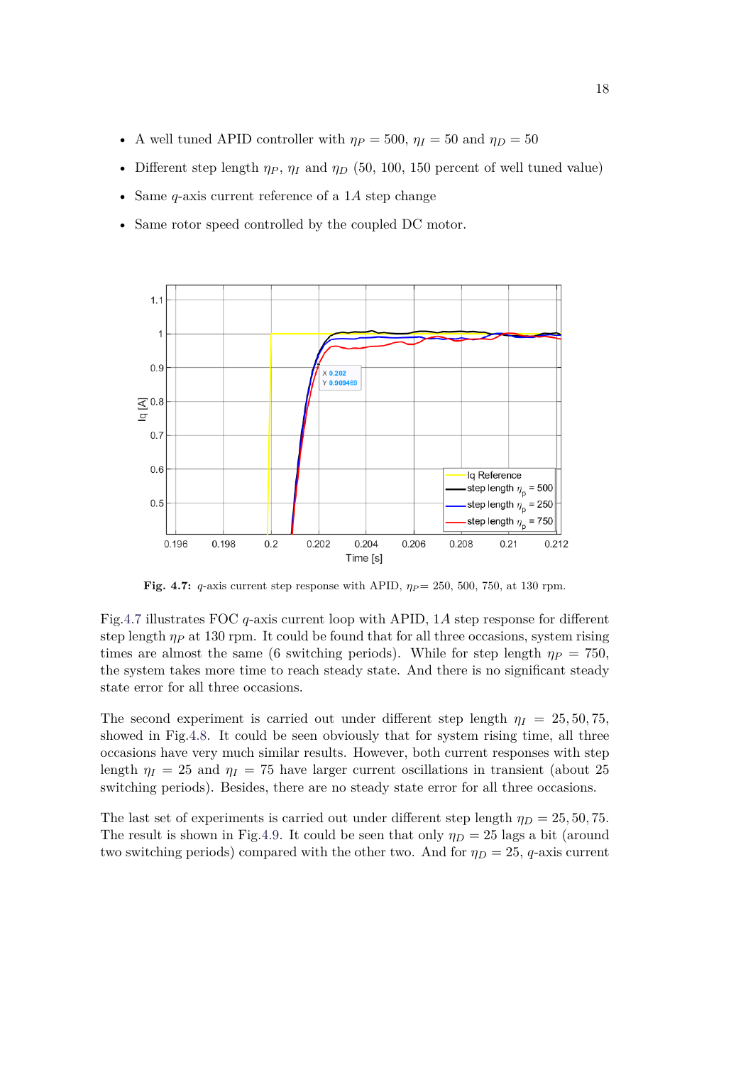- A well tuned APID controller with $\eta_P = 500$, $\eta_I = 50$ and $\eta_D = 50$
- Different step length $\eta_P$, $\eta_I$ and $\eta_D$ (50, 100, 150 percent of well tuned value)
- Same $q$-axis current reference of a $1A$ step change
- Same rotor speed controlled by the coupled DC motor.

**Fig. 4.7:** $q$-axis current step response with APID, $\eta_P$= 250, 500, 750, at 130 rpm.

Fig.4.7 illustrates FOC $q$-axis current loop with APID, $1A$ step response for different step length $\eta_P$ at 130 rpm. It could be found that for all three occasions, system rising times are almost the same (6 switching periods). While for step length $\eta_P = 750$, the system takes more time to reach steady state. And there is no significant steady state error for all three occasions.

The second experiment is carried out under different step length $\eta_I = 25, 50, 75$, showed in Fig.4.8. It could be seen obviously that for system rising time, all three occasions have very much similar results. However, both current responses with step length $\eta_I = 25$ and $\eta_I = 75$ have larger current oscillations in transient (about 25 switching periods). Besides, there are no steady state error for all three occasions.

The last set of experiments is carried out under different step length $\eta_D = 25, 50, 75$. The result is shown in Fig.4.9. It could be seen that only $\eta_D = 25$ lags a bit (around two switching periods) compared with the other two. And for $\eta_D = 25$, $q$-axis current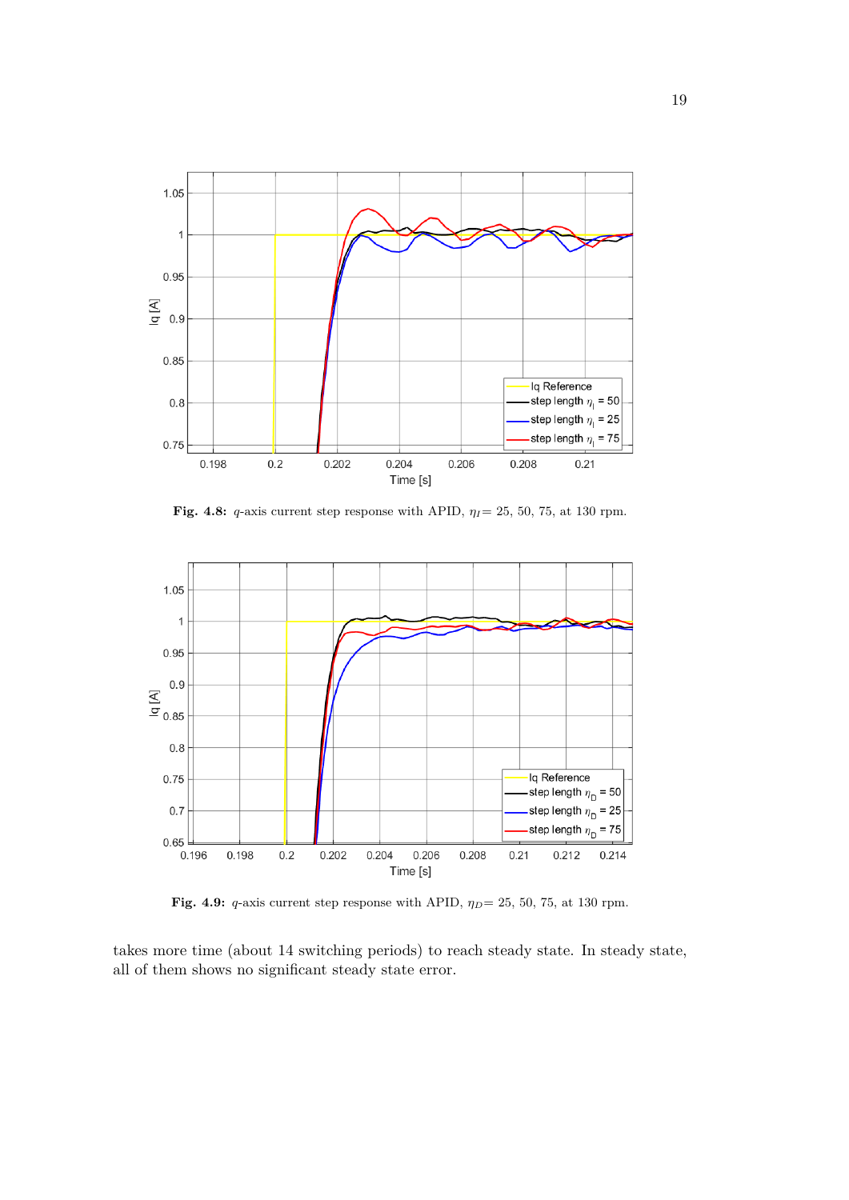**Fig. 4.8:** $q$-axis current step response with APID, $\eta_I$= 25, 50, 75, at 130 rpm.

**Fig. 4.9:** $q$-axis current step response with APID, $\eta_D$= 25, 50, 75, at 130 rpm.

takes more time (about 14 switching periods) to reach steady state. In steady state, all of them shows no significant steady state error.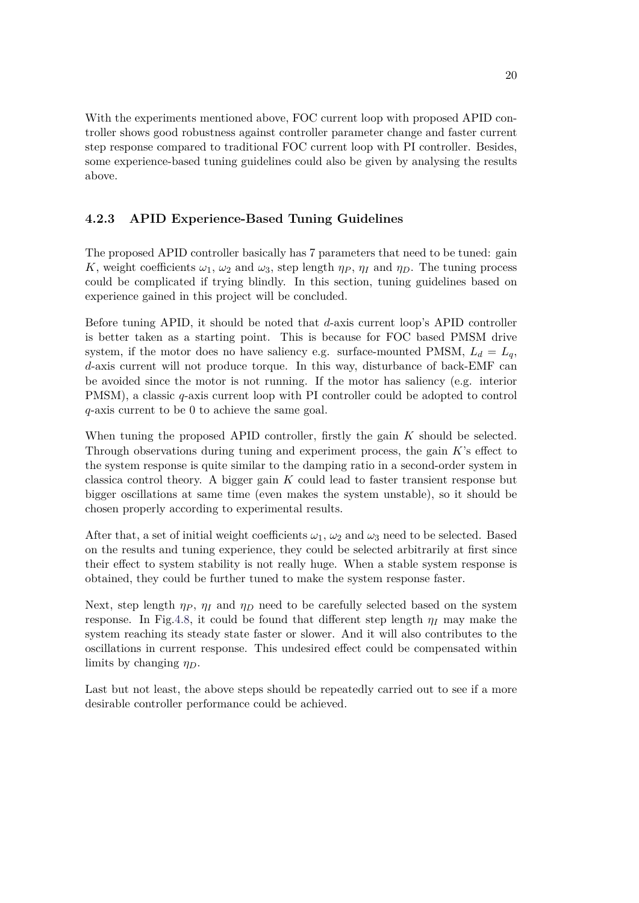With the experiments mentioned above, FOC current loop with proposed APID controller shows good robustness against controller parameter change and faster current step response compared to traditional FOC current loop with PI controller. Besides, some experience-based tuning guidelines could also be given by analysing the results above.

### 4.2.3 APID Experience-Based Tuning Guidelines

The proposed APID controller basically has 7 parameters that need to be tuned: gain $K$, weight coefficients $\omega_1$, $\omega_2$ and $\omega_3$, step length $\eta_P$, $\eta_I$ and $\eta_D$. The tuning process could be complicated if trying blindly. In this section, tuning guidelines based on experience gained in this project will be concluded.

Before tuning APID, it should be noted that $d$-axis current loop's APID controller is better taken as a starting point. This is because for FOC based PMSM drive system, if the motor does no have saliency e.g. surface-mounted PMSM, $L_d = L_q$, $d$-axis current will not produce torque. In this way, disturbance of back-EMF can be avoided since the motor is not running. If the motor has saliency (e.g. interior PMSM), a classic $q$-axis current loop with PI controller could be adopted to control $q$-axis current to be 0 to achieve the same goal.

When tuning the proposed APID controller, firstly the gain $K$ should be selected. Through observations during tuning and experiment process, the gain $K$'s effect to the system response is quite similar to the damping ratio in a second-order system in classica control theory. A bigger gain $K$ could lead to faster transient response but bigger oscillations at same time (even makes the system unstable), so it should be chosen properly according to experimental results.

After that, a set of initial weight coefficients $\omega_1$, $\omega_2$ and $\omega_3$ need to be selected. Based on the results and tuning experience, they could be selected arbitrarily at first since their effect to system stability is not really huge. When a stable system response is obtained, they could be further tuned to make the system response faster.

Next, step length $\eta_P$, $\eta_I$ and $\eta_D$ need to be carefully selected based on the system response. In Fig.4.8, it could be found that different step length $\eta_I$ may make the system reaching its steady state faster or slower. And it will also contributes to the oscillations in current response. This undesired effect could be compensated within limits by changing $\eta_D$.

Last but not least, the above steps should be repeatedly carried out to see if a more desirable controller performance could be achieved.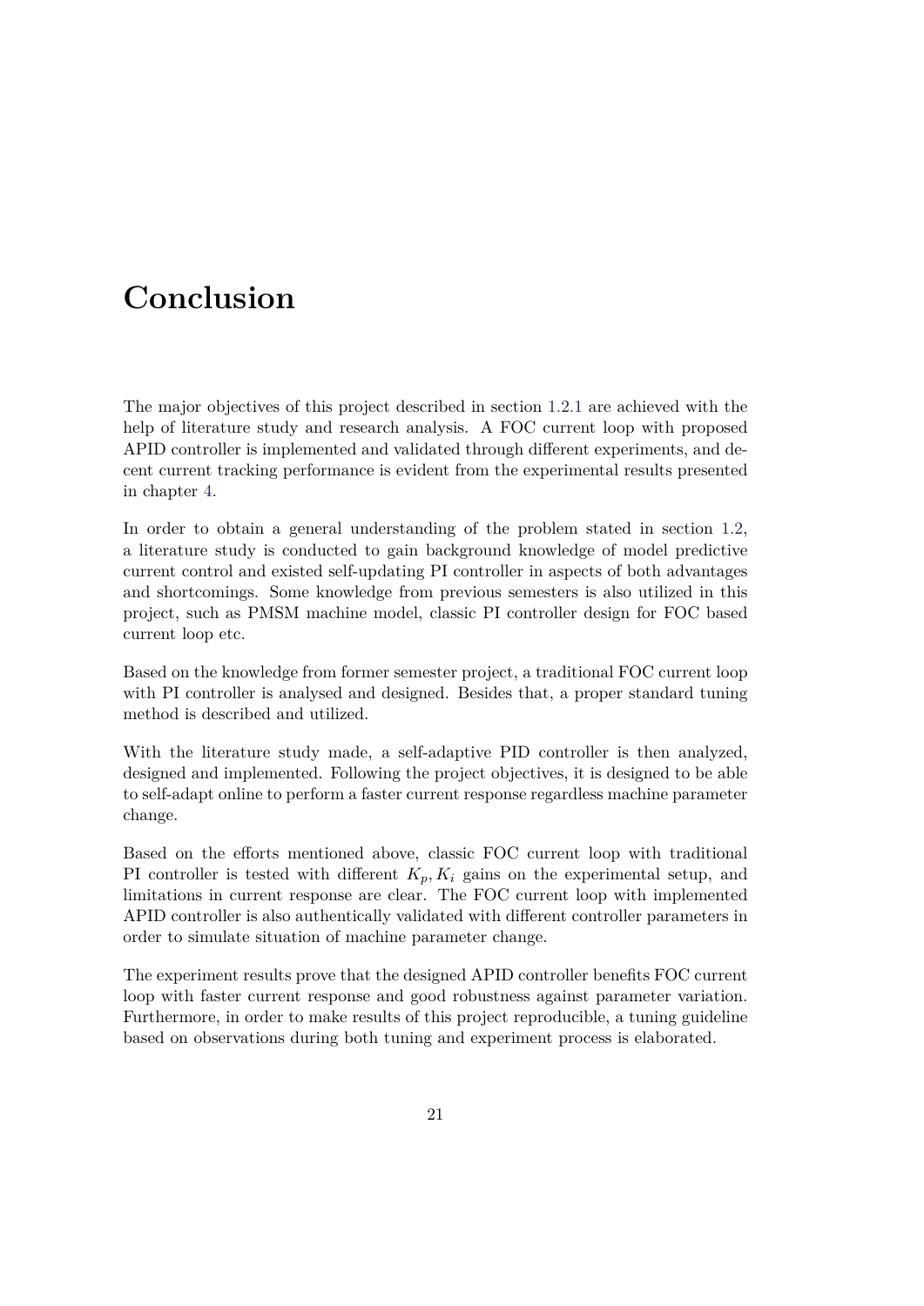# Conclusion

The major objectives of this project described in section 1.2.1 are achieved with the help of literature study and research analysis. A FOC current loop with proposed APID controller is implemented and validated through different experiments, and decent current tracking performance is evident from the experimental results presented in chapter 4.

In order to obtain a general understanding of the problem stated in section 1.2, a literature study is conducted to gain background knowledge of model predictive current control and existed self-updating PI controller in aspects of both advantages and shortcomings. Some knowledge from previous semesters is also utilized in this project, such as PMSM machine model, classic PI controller design for FOC based current loop etc.

Based on the knowledge from former semester project, a traditional FOC current loop with PI controller is analysed and designed. Besides that, a proper standard tuning method is described and utilized.

With the literature study made, a self-adaptive PID controller is then analyzed, designed and implemented. Following the project objectives, it is designed to be able to self-adapt online to perform a faster current response regardless machine parameter change.

Based on the efforts mentioned above, classic FOC current loop with traditional PI controller is tested with different $K_p, K_i$ gains on the experimental setup, and limitations in current response are clear. The FOC current loop with implemented APID controller is also authentically validated with different controller parameters in order to simulate situation of machine parameter change.

The experiment results prove that the designed APID controller benefits FOC current loop with faster current response and good robustness against parameter variation. Furthermore, in order to make results of this project reproducible, a tuning guideline based on observations during both tuning and experiment process is elaborated.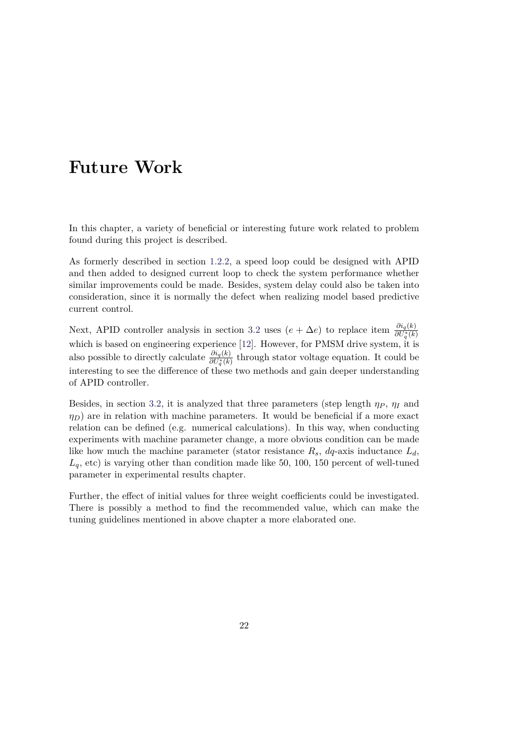# Future Work

In this chapter, a variety of beneficial or interesting future work related to problem found during this project is described.

As formerly described in section 1.2.2, a speed loop could be designed with APID and then added to designed current loop to check the system performance whether similar improvements could be made. Besides, system delay could also be taken into consideration, since it is normally the defect when realizing model based predictive current control.

Next, APID controller analysis in section 3.2 uses $(e + \Delta e)$ to replace item $\frac{\partial i_q(k)}{\partial U_q^*(k)}$ which is based on engineering experience [12]. However, for PMSM drive system, it is also possible to directly calculate $\frac{\partial i_q(k)}{\partial U_q^*(k)}$ through stator voltage equation. It could be interesting to see the difference of these two methods and gain deeper understanding of APID controller.

Besides, in section 3.2, it is analyzed that three parameters (step length $\eta_P$, $\eta_I$ and $\eta_D$) are in relation with machine parameters. It would be beneficial if a more exact relation can be defined (e.g. numerical calculations). In this way, when conducting experiments with machine parameter change, a more obvious condition can be made like how much the machine parameter (stator resistance $R_s$, $dq$-axis inductance $L_d$, $L_q$, etc) is varying other than condition made like 50, 100, 150 percent of well-tuned parameter in experimental results chapter.

Further, the effect of initial values for three weight coefficients could be investigated. There is possibly a method to find the recommended value, which can make the tuning guidelines mentioned in above chapter a more elaborated one.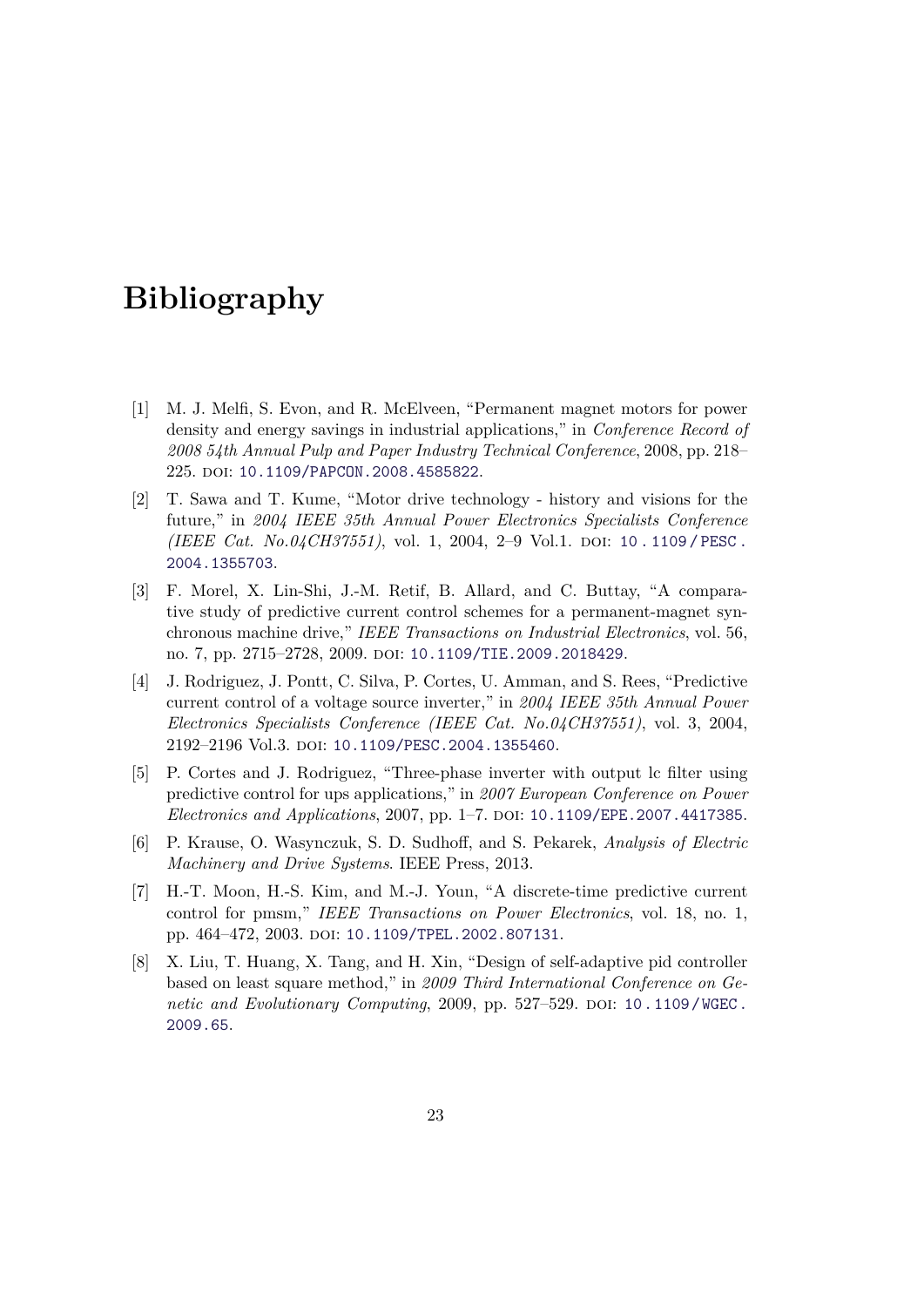# Bibliography

[1] M. J. Melfi, S. Evon, and R. McElveen, "Permanent magnet motors for power density and energy savings in industrial applications," in *Conference Record of 2008 54th Annual Pulp and Paper Industry Technical Conference*, 2008, pp. 218–225. DOI: 10.1109/PAPCON.2008.4585822.

[2] T. Sawa and T. Kume, "Motor drive technology - history and visions for the future," in *2004 IEEE 35th Annual Power Electronics Specialists Conference (IEEE Cat. No.04CH37551)*, vol. 1, 2004, 2–9 Vol.1. DOI: 10.1109/PESC.2004.1355703.

[3] F. Morel, X. Lin-Shi, J.-M. Retif, B. Allard, and C. Buttay, "A comparative study of predictive current control schemes for a permanent-magnet synchronous machine drive," *IEEE Transactions on Industrial Electronics*, vol. 56, no. 7, pp. 2715–2728, 2009. DOI: 10.1109/TIE.2009.2018429.

[4] J. Rodriguez, J. Pontt, C. Silva, P. Cortes, U. Amman, and S. Rees, "Predictive current control of a voltage source inverter," in *2004 IEEE 35th Annual Power Electronics Specialists Conference (IEEE Cat. No.04CH37551)*, vol. 3, 2004, 2192–2196 Vol.3. DOI: 10.1109/PESC.2004.1355460.

[5] P. Cortes and J. Rodriguez, "Three-phase inverter with output lc filter using predictive control for ups applications," in *2007 European Conference on Power Electronics and Applications*, 2007, pp. 1–7. DOI: 10.1109/EPE.2007.4417385.

[6] P. Krause, O. Wasynczuk, S. D. Sudhoff, and S. Pekarek, *Analysis of Electric Machinery and Drive Systems*. IEEE Press, 2013.

[7] H.-T. Moon, H.-S. Kim, and M.-J. Youn, "A discrete-time predictive current control for pmsm," *IEEE Transactions on Power Electronics*, vol. 18, no. 1, pp. 464–472, 2003. DOI: 10.1109/TPEL.2002.807131.

[8] X. Liu, T. Huang, X. Tang, and H. Xin, "Design of self-adaptive pid controller based on least square method," in *2009 Third International Conference on Genetic and Evolutionary Computing*, 2009, pp. 527–529. DOI: 10.1109/WGEC.2009.65.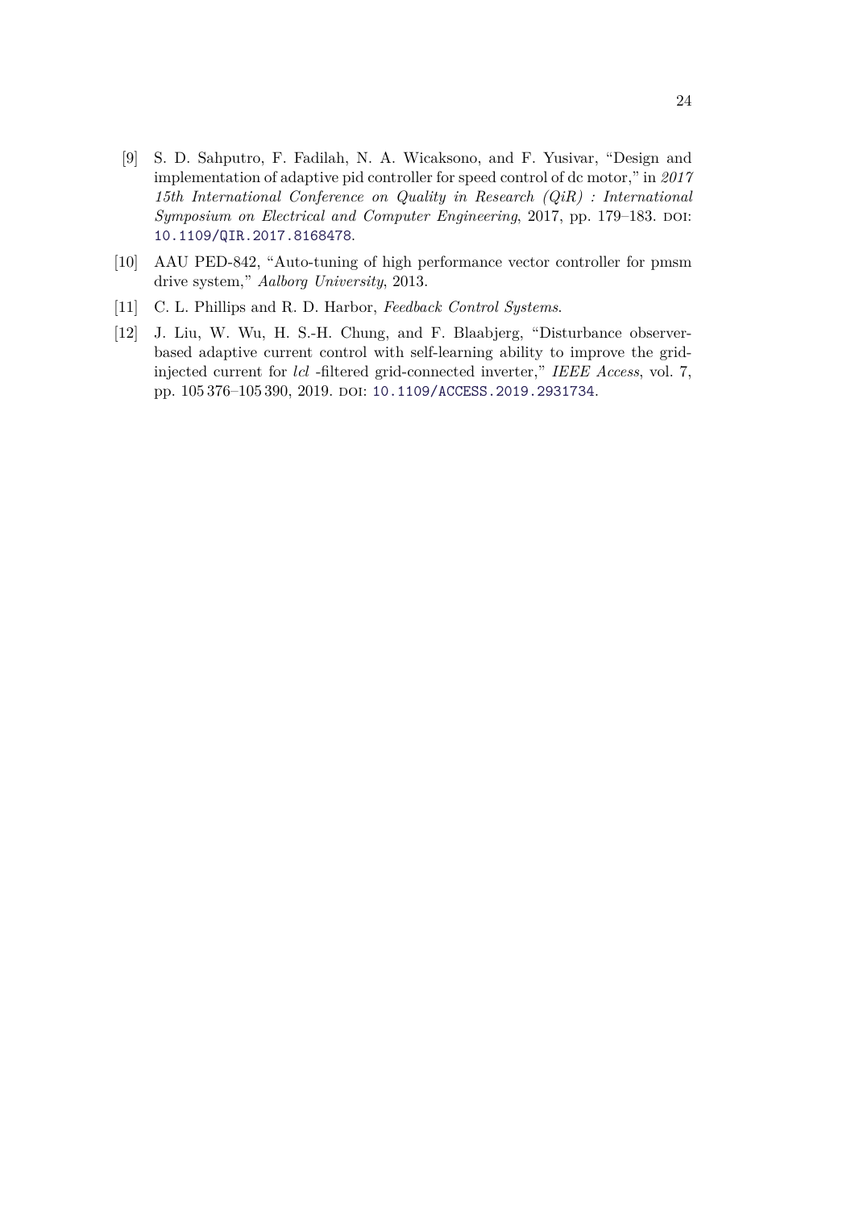[9] S. D. Sahputro, F. Fadilah, N. A. Wicaksono, and F. Yusivar, "Design and implementation of adaptive pid controller for speed control of dc motor," in *2017 15th International Conference on Quality in Research (QiR) : International Symposium on Electrical and Computer Engineering*, 2017, pp. 179–183. DOI: 10.1109/QIR.2017.8168478.

[10] AAU PED-842, "Auto-tuning of high performance vector controller for pmsm drive system," *Aalborg University*, 2013.

[11] C. L. Phillips and R. D. Harbor, *Feedback Control Systems*.

[12] J. Liu, W. Wu, H. S.-H. Chung, and F. Blaabjerg, "Disturbance observer-based adaptive current control with self-learning ability to improve the grid-injected current for *lcl* -filtered grid-connected inverter," *IEEE Access*, vol. 7, pp. 105 376–105 390, 2019. DOI: 10.1109/ACCESS.2019.2931734.